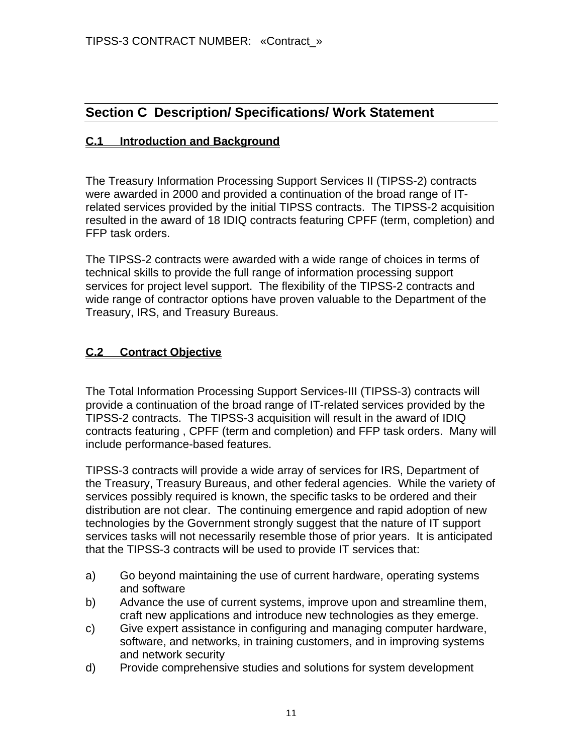## Section C Description/ Specifications/ Work Statement

### C.1 Introduction and Background

The Treasury Information Processing Support Services II (TIPSS-2) contracts were awarded in 2000 and provided a continuation of the broad range of IT-related services provided by the initial TIPSS contracts. The TIPSS-2 acquisition resulted in the award of 18 IDIQ contracts featuring CPFF (term, completion) and FFP task orders.

The TIPSS-2 contracts were awarded with a wide range of choices in terms of technical skills to provide the full range of information processing support services for project level support. The flexibility of the TIPSS-2 contracts and wide range of contractor options have proven valuable to the Department of the Treasury, IRS, and Treasury Bureaus.

### C.2 Contract Objective

The Total Information Processing Support Services-III (TIPSS-3) contracts will provide a continuation of the broad range of IT-related services provided by the TIPSS-2 contracts. The TIPSS-3 acquisition will result in the award of IDIQ contracts featuring , CPFF (term and completion) and FFP task orders. Many will include performance-based features.

TIPSS-3 contracts will provide a wide array of services for IRS, Department of the Treasury, Treasury Bureaus, and other federal agencies. While the variety of services possibly required is known, the specific tasks to be ordered and their distribution are not clear. The continuing emergence and rapid adoption of new technologies by the Government strongly suggest that the nature of IT support services tasks will not necessarily resemble those of prior years. It is anticipated that the TIPSS-3 contracts will be used to provide IT services that:

a) Go beyond maintaining the use of current hardware, operating systems and software
b) Advance the use of current systems, improve upon and streamline them, craft new applications and introduce new technologies as they emerge.
c) Give expert assistance in configuring and managing computer hardware, software, and networks, in training customers, and in improving systems and network security
d) Provide comprehensive studies and solutions for system development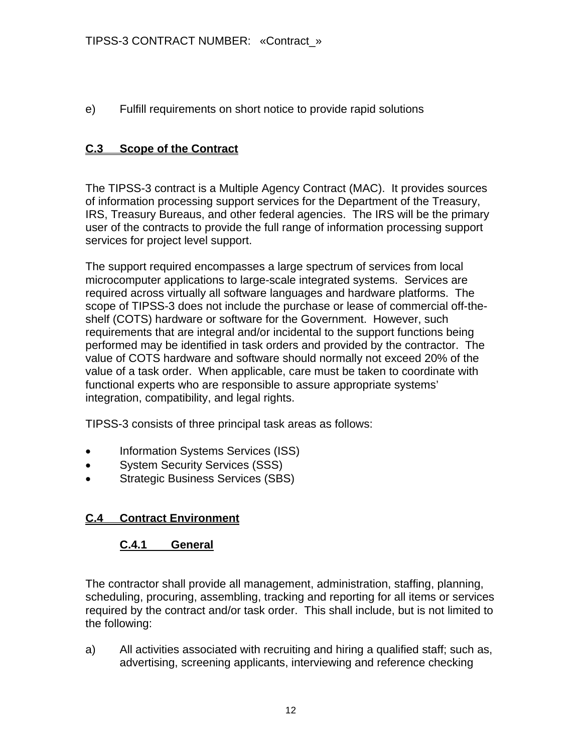e) Fulfill requirements on short notice to provide rapid solutions

## C.3 Scope of the Contract

The TIPSS-3 contract is a Multiple Agency Contract (MAC). It provides sources of information processing support services for the Department of the Treasury, IRS, Treasury Bureaus, and other federal agencies. The IRS will be the primary user of the contracts to provide the full range of information processing support services for project level support.

The support required encompasses a large spectrum of services from local microcomputer applications to large-scale integrated systems. Services are required across virtually all software languages and hardware platforms. The scope of TIPSS-3 does not include the purchase or lease of commercial off-the-shelf (COTS) hardware or software for the Government. However, such requirements that are integral and/or incidental to the support functions being performed may be identified in task orders and provided by the contractor. The value of COTS hardware and software should normally not exceed 20% of the value of a task order. When applicable, care must be taken to coordinate with functional experts who are responsible to assure appropriate systems' integration, compatibility, and legal rights.

TIPSS-3 consists of three principal task areas as follows:

- Information Systems Services (ISS)
- System Security Services (SSS)
- Strategic Business Services (SBS)

## C.4 Contract Environment

### C.4.1 General

The contractor shall provide all management, administration, staffing, planning, scheduling, procuring, assembling, tracking and reporting for all items or services required by the contract and/or task order. This shall include, but is not limited to the following:

a) All activities associated with recruiting and hiring a qualified staff; such as, advertising, screening applicants, interviewing and reference checking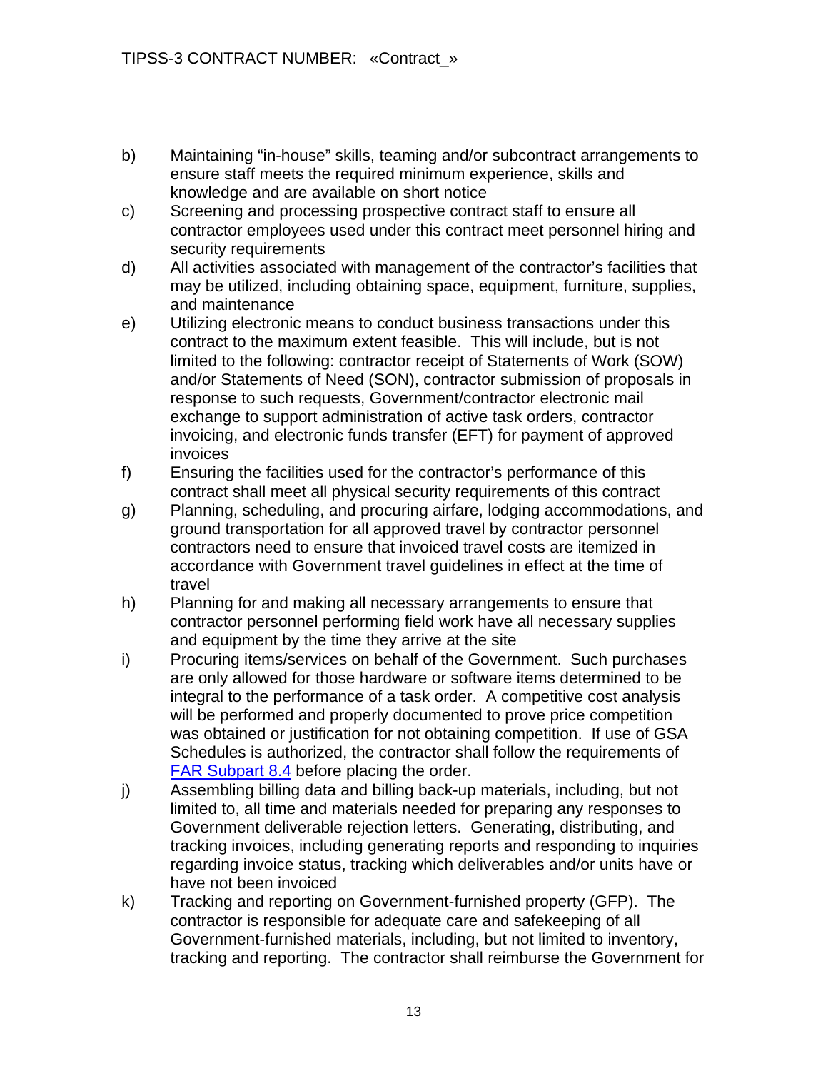b) Maintaining "in-house" skills, teaming and/or subcontract arrangements to ensure staff meets the required minimum experience, skills and knowledge and are available on short notice

c) Screening and processing prospective contract staff to ensure all contractor employees used under this contract meet personnel hiring and security requirements

d) All activities associated with management of the contractor's facilities that may be utilized, including obtaining space, equipment, furniture, supplies, and maintenance

e) Utilizing electronic means to conduct business transactions under this contract to the maximum extent feasible. This will include, but is not limited to the following: contractor receipt of Statements of Work (SOW) and/or Statements of Need (SON), contractor submission of proposals in response to such requests, Government/contractor electronic mail exchange to support administration of active task orders, contractor invoicing, and electronic funds transfer (EFT) for payment of approved invoices

f) Ensuring the facilities used for the contractor's performance of this contract shall meet all physical security requirements of this contract

g) Planning, scheduling, and procuring airfare, lodging accommodations, and ground transportation for all approved travel by contractor personnel contractors need to ensure that invoiced travel costs are itemized in accordance with Government travel guidelines in effect at the time of travel

h) Planning for and making all necessary arrangements to ensure that contractor personnel performing field work have all necessary supplies and equipment by the time they arrive at the site

i) Procuring items/services on behalf of the Government. Such purchases are only allowed for those hardware or software items determined to be integral to the performance of a task order. A competitive cost analysis will be performed and properly documented to prove price competition was obtained or justification for not obtaining competition. If use of GSA Schedules is authorized, the contractor shall follow the requirements of FAR Subpart 8.4 before placing the order.

j) Assembling billing data and billing back-up materials, including, but not limited to, all time and materials needed for preparing any responses to Government deliverable rejection letters. Generating, distributing, and tracking invoices, including generating reports and responding to inquiries regarding invoice status, tracking which deliverables and/or units have or have not been invoiced

k) Tracking and reporting on Government-furnished property (GFP). The contractor is responsible for adequate care and safekeeping of all Government-furnished materials, including, but not limited to inventory, tracking and reporting. The contractor shall reimburse the Government for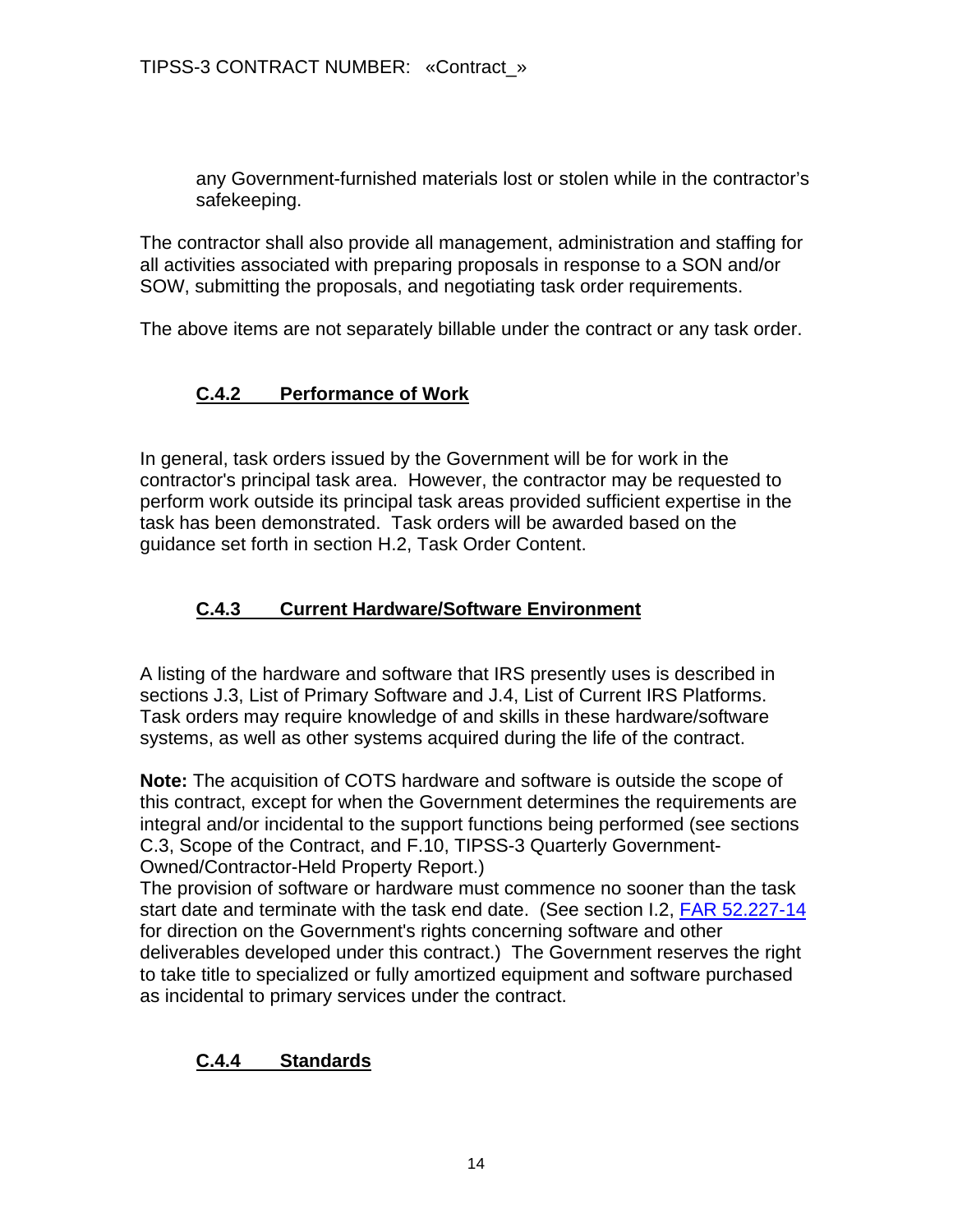any Government-furnished materials lost or stolen while in the contractor's safekeeping.

The contractor shall also provide all management, administration and staffing for all activities associated with preparing proposals in response to a SON and/or SOW, submitting the proposals, and negotiating task order requirements.

The above items are not separately billable under the contract or any task order.

### C.4.2 Performance of Work

In general, task orders issued by the Government will be for work in the contractor's principal task area. However, the contractor may be requested to perform work outside its principal task areas provided sufficient expertise in the task has been demonstrated. Task orders will be awarded based on the guidance set forth in section H.2, Task Order Content.

### C.4.3 Current Hardware/Software Environment

A listing of the hardware and software that IRS presently uses is described in sections J.3, List of Primary Software and J.4, List of Current IRS Platforms. Task orders may require knowledge of and skills in these hardware/software systems, as well as other systems acquired during the life of the contract.

**Note:** The acquisition of COTS hardware and software is outside the scope of this contract, except for when the Government determines the requirements are integral and/or incidental to the support functions being performed (see sections C.3, Scope of the Contract, and F.10, TIPSS-3 Quarterly Government-Owned/Contractor-Held Property Report.)
The provision of software or hardware must commence no sooner than the task start date and terminate with the task end date. (See section I.2, FAR 52.227-14 for direction on the Government's rights concerning software and other deliverables developed under this contract.) The Government reserves the right to take title to specialized or fully amortized equipment and software purchased as incidental to primary services under the contract.

### C.4.4 Standards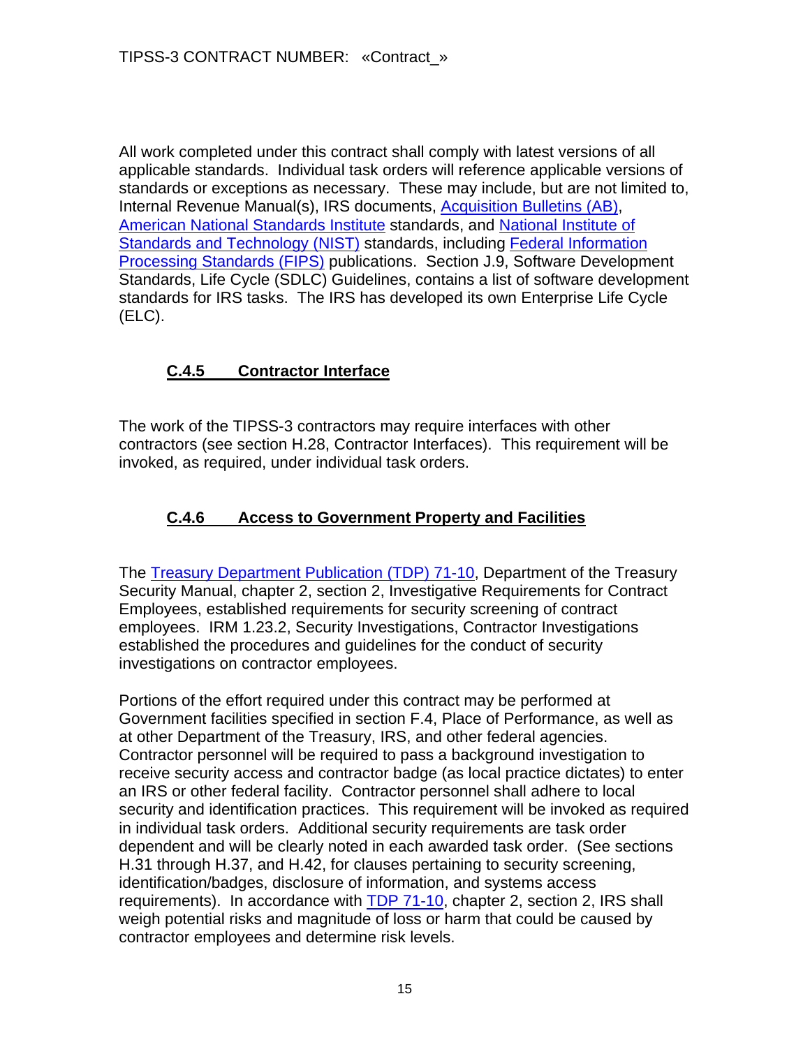All work completed under this contract shall comply with latest versions of all applicable standards. Individual task orders will reference applicable versions of standards or exceptions as necessary. These may include, but are not limited to, Internal Revenue Manual(s), IRS documents, Acquisition Bulletins (AB), American National Standards Institute standards, and National Institute of Standards and Technology (NIST) standards, including Federal Information Processing Standards (FIPS) publications. Section J.9, Software Development Standards, Life Cycle (SDLC) Guidelines, contains a list of software development standards for IRS tasks. The IRS has developed its own Enterprise Life Cycle (ELC).

### C.4.5 Contractor Interface

The work of the TIPSS-3 contractors may require interfaces with other contractors (see section H.28, Contractor Interfaces). This requirement will be invoked, as required, under individual task orders.

### C.4.6 Access to Government Property and Facilities

The Treasury Department Publication (TDP) 71-10, Department of the Treasury Security Manual, chapter 2, section 2, Investigative Requirements for Contract Employees, established requirements for security screening of contract employees. IRM 1.23.2, Security Investigations, Contractor Investigations established the procedures and guidelines for the conduct of security investigations on contractor employees.

Portions of the effort required under this contract may be performed at Government facilities specified in section F.4, Place of Performance, as well as at other Department of the Treasury, IRS, and other federal agencies. Contractor personnel will be required to pass a background investigation to receive security access and contractor badge (as local practice dictates) to enter an IRS or other federal facility. Contractor personnel shall adhere to local security and identification practices. This requirement will be invoked as required in individual task orders. Additional security requirements are task order dependent and will be clearly noted in each awarded task order. (See sections H.31 through H.37, and H.42, for clauses pertaining to security screening, identification/badges, disclosure of information, and systems access requirements). In accordance with TDP 71-10, chapter 2, section 2, IRS shall weigh potential risks and magnitude of loss or harm that could be caused by contractor employees and determine risk levels.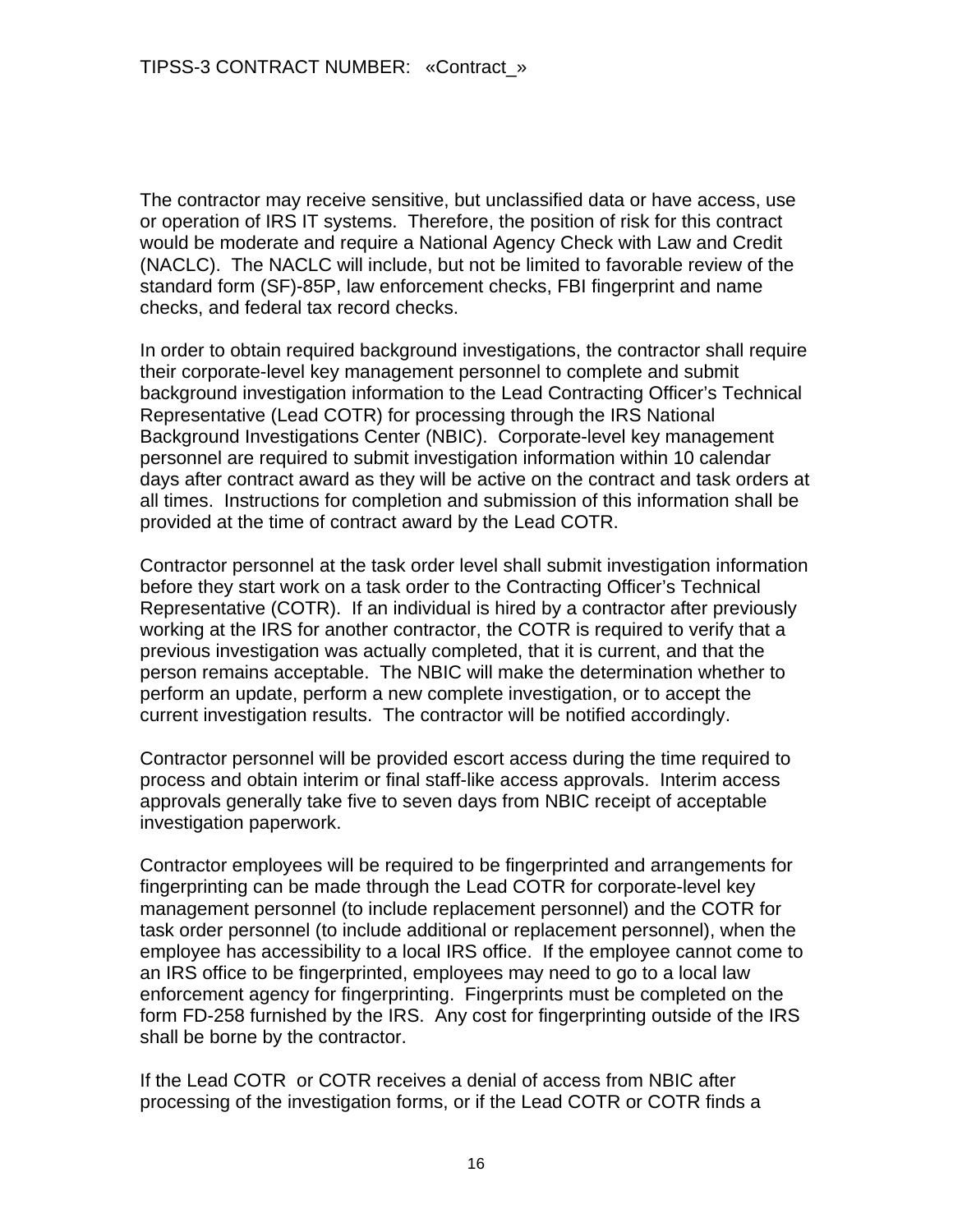The contractor may receive sensitive, but unclassified data or have access, use or operation of IRS IT systems. Therefore, the position of risk for this contract would be moderate and require a National Agency Check with Law and Credit (NACLC). The NACLC will include, but not be limited to favorable review of the standard form (SF)-85P, law enforcement checks, FBI fingerprint and name checks, and federal tax record checks.

In order to obtain required background investigations, the contractor shall require their corporate-level key management personnel to complete and submit background investigation information to the Lead Contracting Officer's Technical Representative (Lead COTR) for processing through the IRS National Background Investigations Center (NBIC). Corporate-level key management personnel are required to submit investigation information within 10 calendar days after contract award as they will be active on the contract and task orders at all times. Instructions for completion and submission of this information shall be provided at the time of contract award by the Lead COTR.

Contractor personnel at the task order level shall submit investigation information before they start work on a task order to the Contracting Officer's Technical Representative (COTR). If an individual is hired by a contractor after previously working at the IRS for another contractor, the COTR is required to verify that a previous investigation was actually completed, that it is current, and that the person remains acceptable. The NBIC will make the determination whether to perform an update, perform a new complete investigation, or to accept the current investigation results. The contractor will be notified accordingly.

Contractor personnel will be provided escort access during the time required to process and obtain interim or final staff-like access approvals. Interim access approvals generally take five to seven days from NBIC receipt of acceptable investigation paperwork.

Contractor employees will be required to be fingerprinted and arrangements for fingerprinting can be made through the Lead COTR for corporate-level key management personnel (to include replacement personnel) and the COTR for task order personnel (to include additional or replacement personnel), when the employee has accessibility to a local IRS office. If the employee cannot come to an IRS office to be fingerprinted, employees may need to go to a local law enforcement agency for fingerprinting. Fingerprints must be completed on the form FD-258 furnished by the IRS. Any cost for fingerprinting outside of the IRS shall be borne by the contractor.

If the Lead COTR or COTR receives a denial of access from NBIC after processing of the investigation forms, or if the Lead COTR or COTR finds a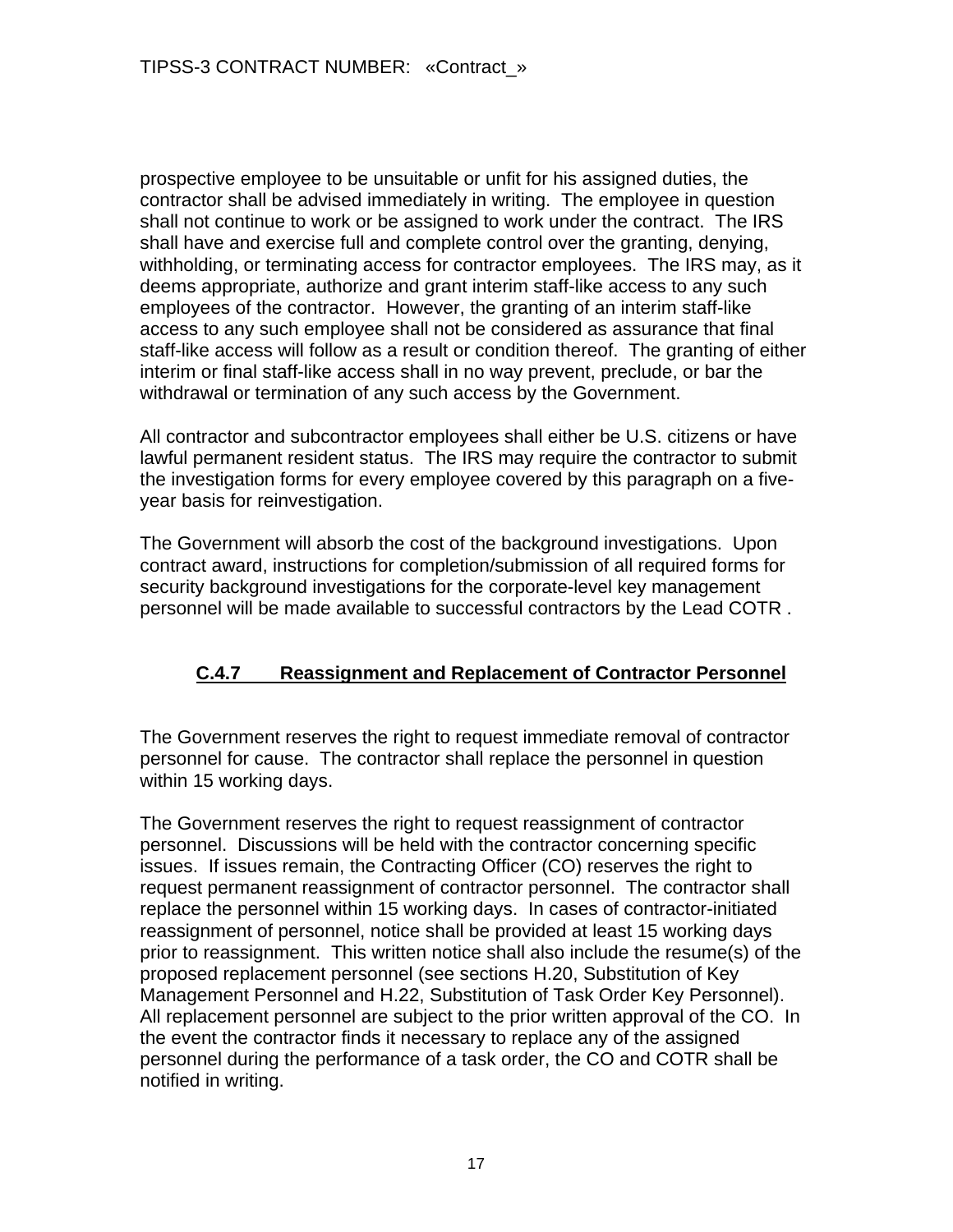prospective employee to be unsuitable or unfit for his assigned duties, the contractor shall be advised immediately in writing. The employee in question shall not continue to work or be assigned to work under the contract. The IRS shall have and exercise full and complete control over the granting, denying, withholding, or terminating access for contractor employees. The IRS may, as it deems appropriate, authorize and grant interim staff-like access to any such employees of the contractor. However, the granting of an interim staff-like access to any such employee shall not be considered as assurance that final staff-like access will follow as a result or condition thereof. The granting of either interim or final staff-like access shall in no way prevent, preclude, or bar the withdrawal or termination of any such access by the Government.

All contractor and subcontractor employees shall either be U.S. citizens or have lawful permanent resident status. The IRS may require the contractor to submit the investigation forms for every employee covered by this paragraph on a five-year basis for reinvestigation.

The Government will absorb the cost of the background investigations. Upon contract award, instructions for completion/submission of all required forms for security background investigations for the corporate-level key management personnel will be made available to successful contractors by the Lead COTR .

### C.4.7 Reassignment and Replacement of Contractor Personnel

The Government reserves the right to request immediate removal of contractor personnel for cause. The contractor shall replace the personnel in question within 15 working days.

The Government reserves the right to request reassignment of contractor personnel. Discussions will be held with the contractor concerning specific issues. If issues remain, the Contracting Officer (CO) reserves the right to request permanent reassignment of contractor personnel. The contractor shall replace the personnel within 15 working days. In cases of contractor-initiated reassignment of personnel, notice shall be provided at least 15 working days prior to reassignment. This written notice shall also include the resume(s) of the proposed replacement personnel (see sections H.20, Substitution of Key Management Personnel and H.22, Substitution of Task Order Key Personnel). All replacement personnel are subject to the prior written approval of the CO. In the event the contractor finds it necessary to replace any of the assigned personnel during the performance of a task order, the CO and COTR shall be notified in writing.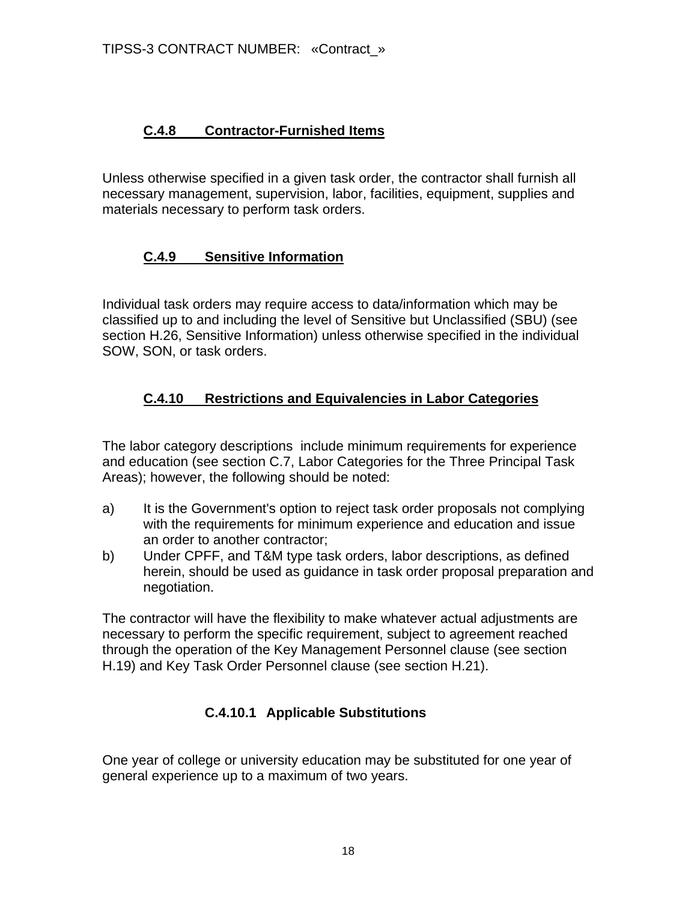### C.4.8 Contractor-Furnished Items

Unless otherwise specified in a given task order, the contractor shall furnish all necessary management, supervision, labor, facilities, equipment, supplies and materials necessary to perform task orders.

### C.4.9 Sensitive Information

Individual task orders may require access to data/information which may be classified up to and including the level of Sensitive but Unclassified (SBU) (see section H.26, Sensitive Information) unless otherwise specified in the individual SOW, SON, or task orders.

### C.4.10 Restrictions and Equivalencies in Labor Categories

The labor category descriptions include minimum requirements for experience and education (see section C.7, Labor Categories for the Three Principal Task Areas); however, the following should be noted:

a) It is the Government's option to reject task order proposals not complying with the requirements for minimum experience and education and issue an order to another contractor;

b) Under CPFF, and T&M type task orders, labor descriptions, as defined herein, should be used as guidance in task order proposal preparation and negotiation.

The contractor will have the flexibility to make whatever actual adjustments are necessary to perform the specific requirement, subject to agreement reached through the operation of the Key Management Personnel clause (see section H.19) and Key Task Order Personnel clause (see section H.21).

#### C.4.10.1 Applicable Substitutions

One year of college or university education may be substituted for one year of general experience up to a maximum of two years.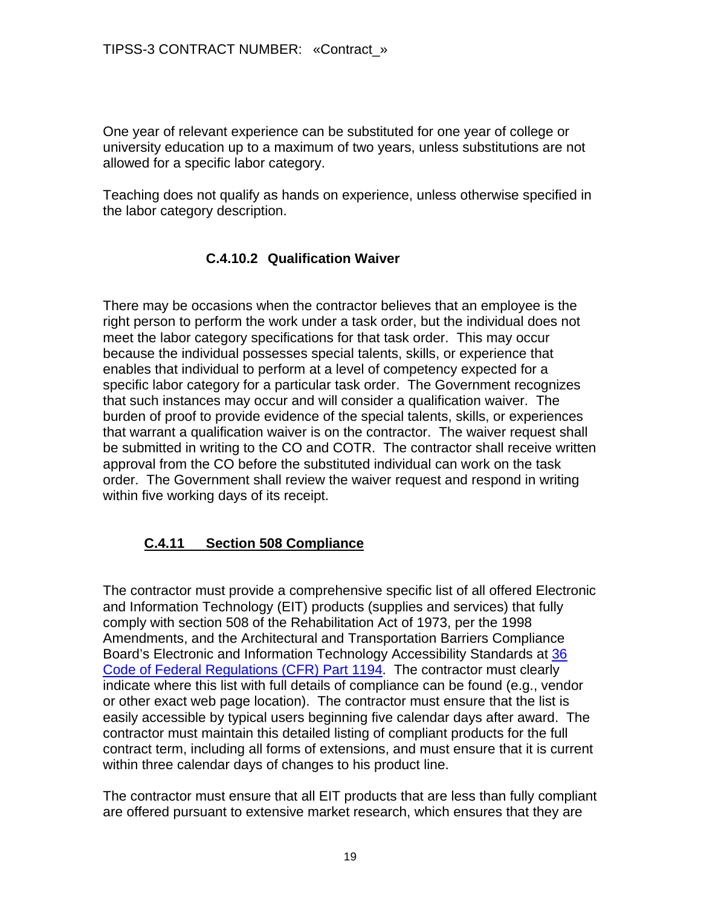One year of relevant experience can be substituted for one year of college or university education up to a maximum of two years, unless substitutions are not allowed for a specific labor category.

Teaching does not qualify as hands on experience, unless otherwise specified in the labor category description.

#### C.4.10.2 Qualification Waiver

There may be occasions when the contractor believes that an employee is the right person to perform the work under a task order, but the individual does not meet the labor category specifications for that task order. This may occur because the individual possesses special talents, skills, or experience that enables that individual to perform at a level of competency expected for a specific labor category for a particular task order. The Government recognizes that such instances may occur and will consider a qualification waiver. The burden of proof to provide evidence of the special talents, skills, or experiences that warrant a qualification waiver is on the contractor. The waiver request shall be submitted in writing to the CO and COTR. The contractor shall receive written approval from the CO before the substituted individual can work on the task order. The Government shall review the waiver request and respond in writing within five working days of its receipt.

### C.4.11 Section 508 Compliance

The contractor must provide a comprehensive specific list of all offered Electronic and Information Technology (EIT) products (supplies and services) that fully comply with section 508 of the Rehabilitation Act of 1973, per the 1998 Amendments, and the Architectural and Transportation Barriers Compliance Board's Electronic and Information Technology Accessibility Standards at 36 Code of Federal Regulations (CFR) Part 1194. The contractor must clearly indicate where this list with full details of compliance can be found (e.g., vendor or other exact web page location). The contractor must ensure that the list is easily accessible by typical users beginning five calendar days after award. The contractor must maintain this detailed listing of compliant products for the full contract term, including all forms of extensions, and must ensure that it is current within three calendar days of changes to his product line.

The contractor must ensure that all EIT products that are less than fully compliant are offered pursuant to extensive market research, which ensures that they are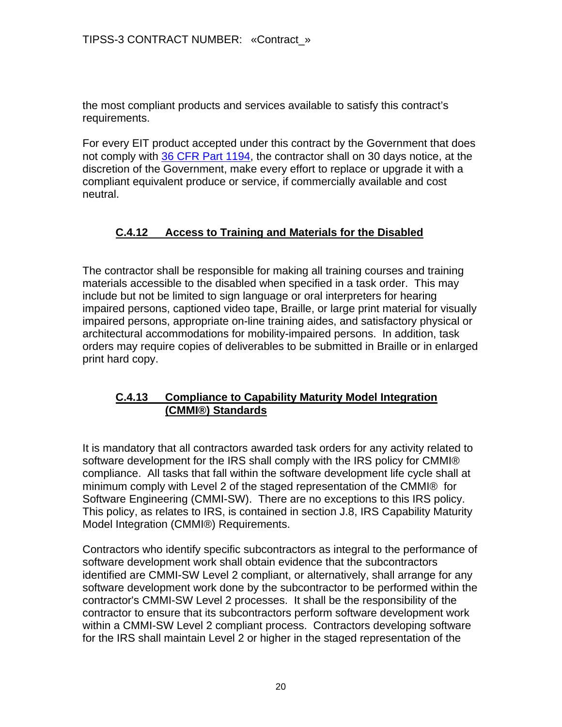the most compliant products and services available to satisfy this contract's requirements.

For every EIT product accepted under this contract by the Government that does not comply with [36 CFR Part 1194](), the contractor shall on 30 days notice, at the discretion of the Government, make every effort to replace or upgrade it with a compliant equivalent produce or service, if commercially available and cost neutral.

### C.4.12 Access to Training and Materials for the Disabled

The contractor shall be responsible for making all training courses and training materials accessible to the disabled when specified in a task order. This may include but not be limited to sign language or oral interpreters for hearing impaired persons, captioned video tape, Braille, or large print material for visually impaired persons, appropriate on-line training aides, and satisfactory physical or architectural accommodations for mobility-impaired persons. In addition, task orders may require copies of deliverables to be submitted in Braille or in enlarged print hard copy.

### C.4.13 Compliance to Capability Maturity Model Integration (CMMI®) Standards

It is mandatory that all contractors awarded task orders for any activity related to software development for the IRS shall comply with the IRS policy for CMMI® compliance. All tasks that fall within the software development life cycle shall at minimum comply with Level 2 of the staged representation of the CMMI® for Software Engineering (CMMI-SW). There are no exceptions to this IRS policy. This policy, as relates to IRS, is contained in section J.8, IRS Capability Maturity Model Integration (CMMI®) Requirements.

Contractors who identify specific subcontractors as integral to the performance of software development work shall obtain evidence that the subcontractors identified are CMMI-SW Level 2 compliant, or alternatively, shall arrange for any software development work done by the subcontractor to be performed within the contractor's CMMI-SW Level 2 processes. It shall be the responsibility of the contractor to ensure that its subcontractors perform software development work within a CMMI-SW Level 2 compliant process. Contractors developing software for the IRS shall maintain Level 2 or higher in the staged representation of the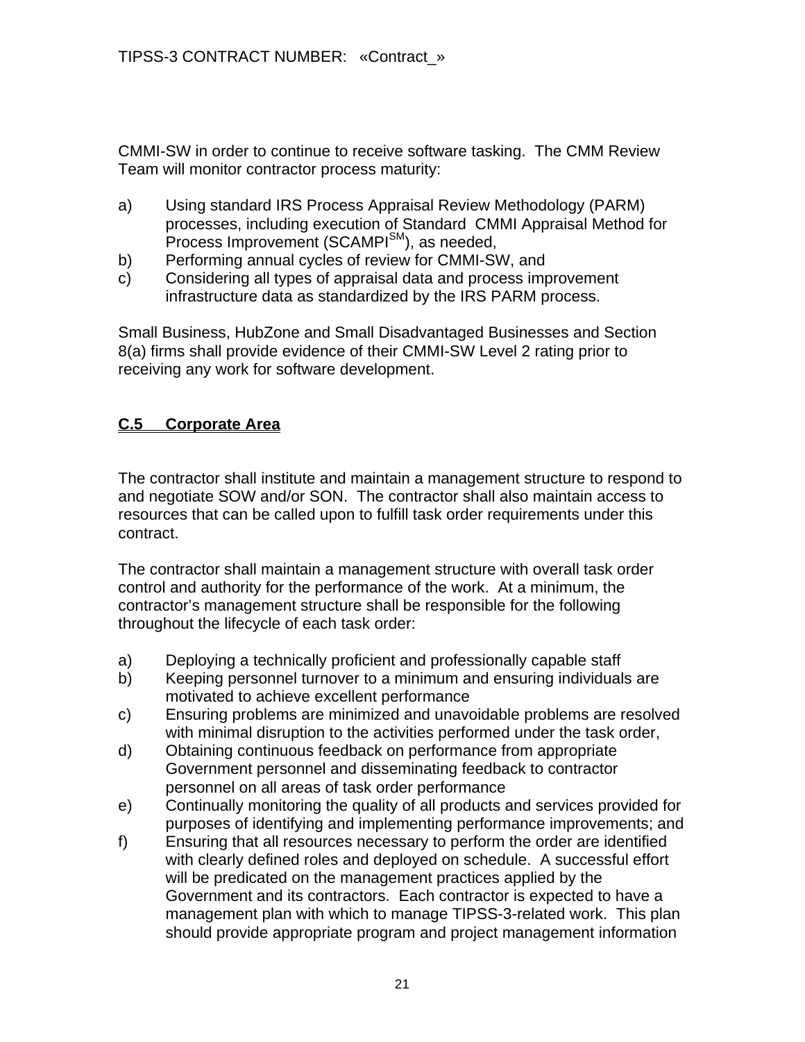CMMI-SW in order to continue to receive software tasking. The CMM Review Team will monitor contractor process maturity:

a) Using standard IRS Process Appraisal Review Methodology (PARM) processes, including execution of Standard CMMI Appraisal Method for Process Improvement (SCAMPI[SM]), as needed,
b) Performing annual cycles of review for CMMI-SW, and
c) Considering all types of appraisal data and process improvement infrastructure data as standardized by the IRS PARM process.

Small Business, HubZone and Small Disadvantaged Businesses and Section 8(a) firms shall provide evidence of their CMMI-SW Level 2 rating prior to receiving any work for software development.

## C.5 Corporate Area

The contractor shall institute and maintain a management structure to respond to and negotiate SOW and/or SON. The contractor shall also maintain access to resources that can be called upon to fulfill task order requirements under this contract.

The contractor shall maintain a management structure with overall task order control and authority for the performance of the work. At a minimum, the contractor's management structure shall be responsible for the following throughout the lifecycle of each task order:

a) Deploying a technically proficient and professionally capable staff
b) Keeping personnel turnover to a minimum and ensuring individuals are motivated to achieve excellent performance
c) Ensuring problems are minimized and unavoidable problems are resolved with minimal disruption to the activities performed under the task order,
d) Obtaining continuous feedback on performance from appropriate Government personnel and disseminating feedback to contractor personnel on all areas of task order performance
e) Continually monitoring the quality of all products and services provided for purposes of identifying and implementing performance improvements; and
f) Ensuring that all resources necessary to perform the order are identified with clearly defined roles and deployed on schedule. A successful effort will be predicated on the management practices applied by the Government and its contractors. Each contractor is expected to have a management plan with which to manage TIPSS-3-related work. This plan should provide appropriate program and project management information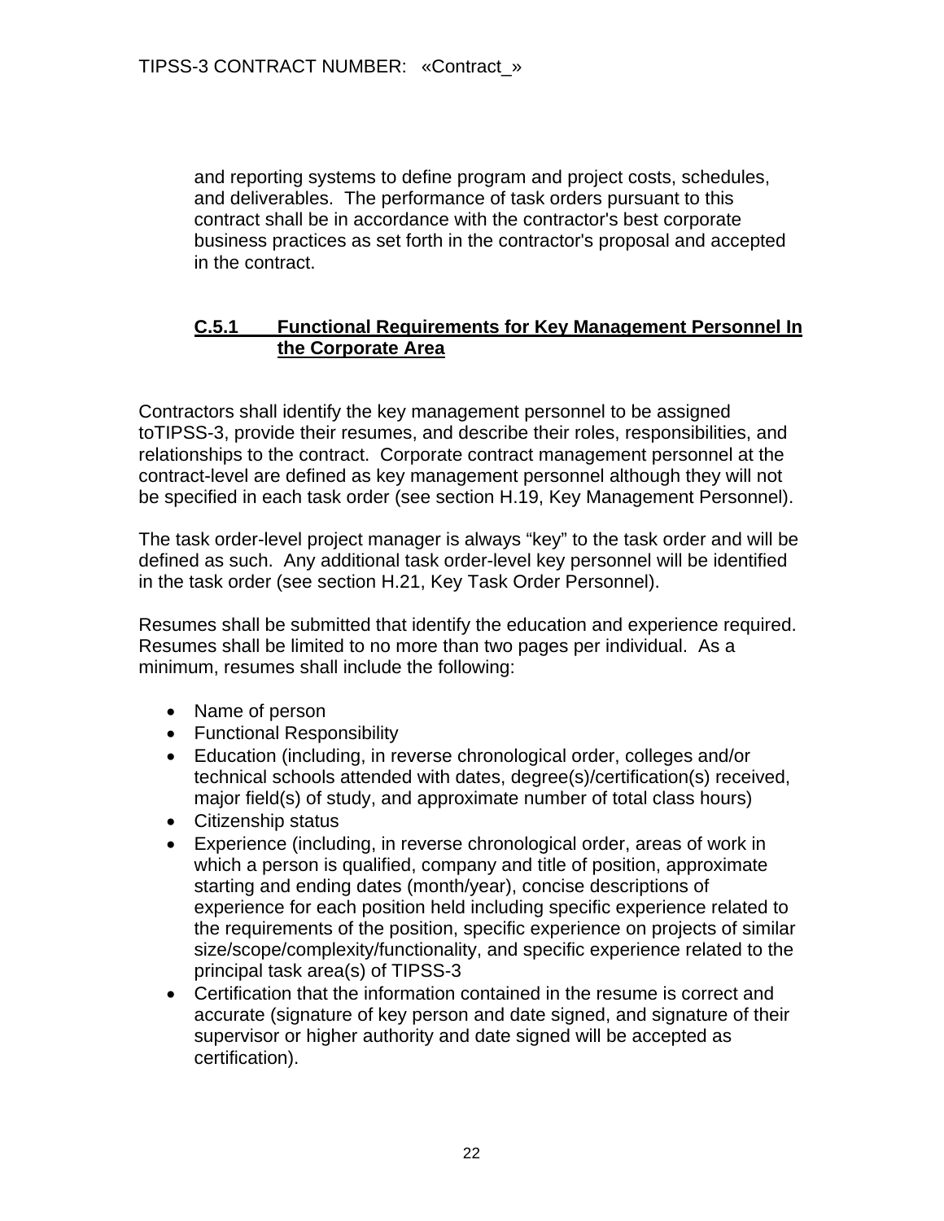and reporting systems to define program and project costs, schedules, and deliverables. The performance of task orders pursuant to this contract shall be in accordance with the contractor's best corporate business practices as set forth in the contractor's proposal and accepted in the contract.

### C.5.1 Functional Requirements for Key Management Personnel In the Corporate Area

Contractors shall identify the key management personnel to be assigned toTIPSS-3, provide their resumes, and describe their roles, responsibilities, and relationships to the contract. Corporate contract management personnel at the contract-level are defined as key management personnel although they will not be specified in each task order (see section H.19, Key Management Personnel).

The task order-level project manager is always "key" to the task order and will be defined as such. Any additional task order-level key personnel will be identified in the task order (see section H.21, Key Task Order Personnel).

Resumes shall be submitted that identify the education and experience required. Resumes shall be limited to no more than two pages per individual. As a minimum, resumes shall include the following:

- Name of person
- Functional Responsibility
- Education (including, in reverse chronological order, colleges and/or technical schools attended with dates, degree(s)/certification(s) received, major field(s) of study, and approximate number of total class hours)
- Citizenship status
- Experience (including, in reverse chronological order, areas of work in which a person is qualified, company and title of position, approximate starting and ending dates (month/year), concise descriptions of experience for each position held including specific experience related to the requirements of the position, specific experience on projects of similar size/scope/complexity/functionality, and specific experience related to the principal task area(s) of TIPSS-3
- Certification that the information contained in the resume is correct and accurate (signature of key person and date signed, and signature of their supervisor or higher authority and date signed will be accepted as certification).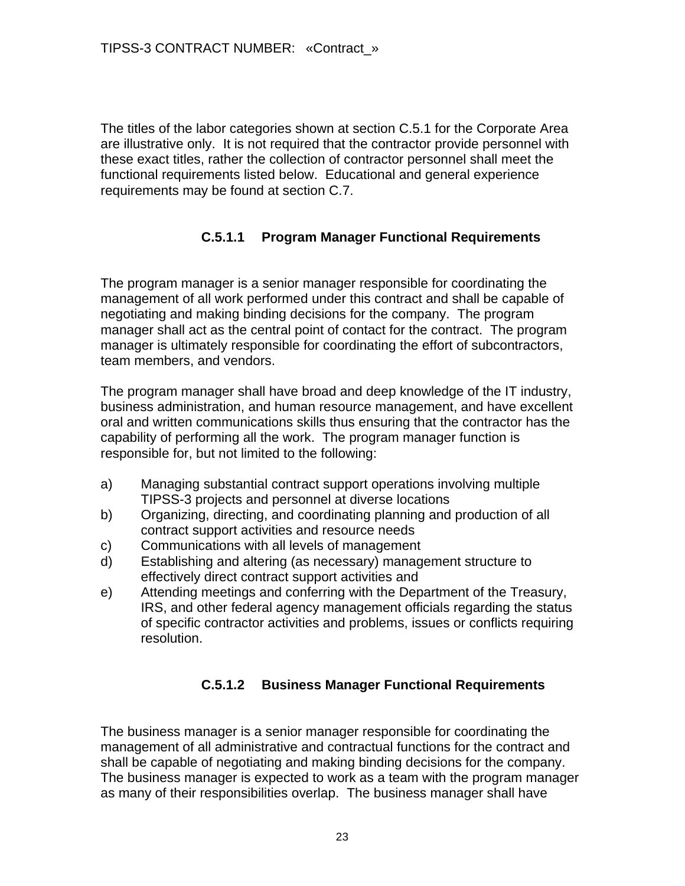The titles of the labor categories shown at section C.5.1 for the Corporate Area are illustrative only. It is not required that the contractor provide personnel with these exact titles, rather the collection of contractor personnel shall meet the functional requirements listed below. Educational and general experience requirements may be found at section C.7.

### C.5.1.1 Program Manager Functional Requirements

The program manager is a senior manager responsible for coordinating the management of all work performed under this contract and shall be capable of negotiating and making binding decisions for the company. The program manager shall act as the central point of contact for the contract. The program manager is ultimately responsible for coordinating the effort of subcontractors, team members, and vendors.

The program manager shall have broad and deep knowledge of the IT industry, business administration, and human resource management, and have excellent oral and written communications skills thus ensuring that the contractor has the capability of performing all the work. The program manager function is responsible for, but not limited to the following:

a) Managing substantial contract support operations involving multiple TIPSS-3 projects and personnel at diverse locations
b) Organizing, directing, and coordinating planning and production of all contract support activities and resource needs
c) Communications with all levels of management
d) Establishing and altering (as necessary) management structure to effectively direct contract support activities and
e) Attending meetings and conferring with the Department of the Treasury, IRS, and other federal agency management officials regarding the status of specific contractor activities and problems, issues or conflicts requiring resolution.

### C.5.1.2 Business Manager Functional Requirements

The business manager is a senior manager responsible for coordinating the management of all administrative and contractual functions for the contract and shall be capable of negotiating and making binding decisions for the company. The business manager is expected to work as a team with the program manager as many of their responsibilities overlap. The business manager shall have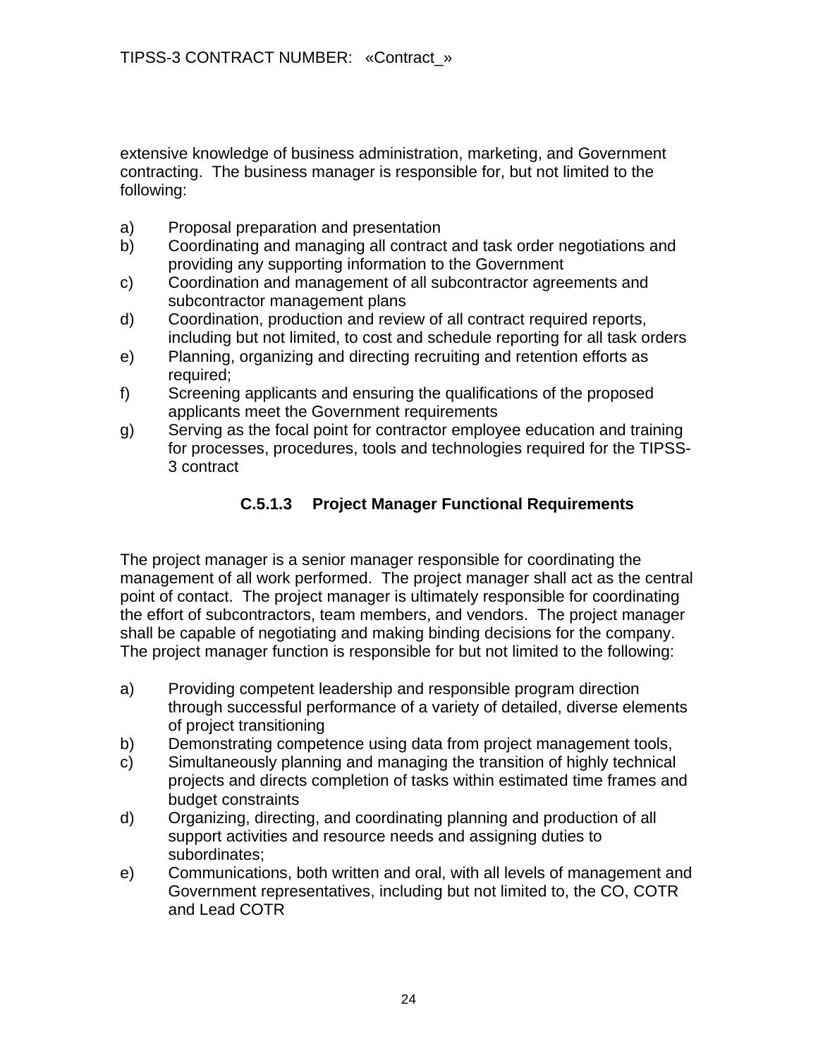extensive knowledge of business administration, marketing, and Government contracting. The business manager is responsible for, but not limited to the following:

a) Proposal preparation and presentation
b) Coordinating and managing all contract and task order negotiations and providing any supporting information to the Government
c) Coordination and management of all subcontractor agreements and subcontractor management plans
d) Coordination, production and review of all contract required reports, including but not limited, to cost and schedule reporting for all task orders
e) Planning, organizing and directing recruiting and retention efforts as required;
f) Screening applicants and ensuring the qualifications of the proposed applicants meet the Government requirements
g) Serving as the focal point for contractor employee education and training for processes, procedures, tools and technologies required for the TIPSS-3 contract

### C.5.1.3 Project Manager Functional Requirements

The project manager is a senior manager responsible for coordinating the management of all work performed. The project manager shall act as the central point of contact. The project manager is ultimately responsible for coordinating the effort of subcontractors, team members, and vendors. The project manager shall be capable of negotiating and making binding decisions for the company. The project manager function is responsible for but not limited to the following:

a) Providing competent leadership and responsible program direction through successful performance of a variety of detailed, diverse elements of project transitioning
b) Demonstrating competence using data from project management tools,
c) Simultaneously planning and managing the transition of highly technical projects and directs completion of tasks within estimated time frames and budget constraints
d) Organizing, directing, and coordinating planning and production of all support activities and resource needs and assigning duties to subordinates;
e) Communications, both written and oral, with all levels of management and Government representatives, including but not limited to, the CO, COTR and Lead COTR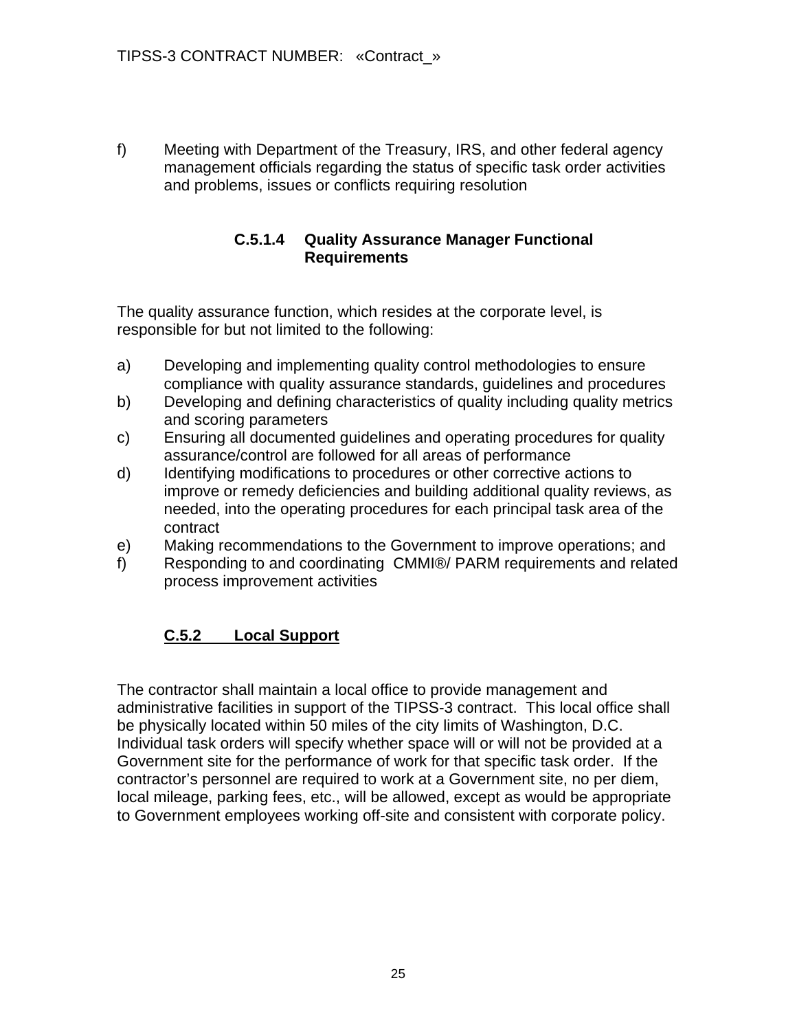f) Meeting with Department of the Treasury, IRS, and other federal agency management officials regarding the status of specific task order activities and problems, issues or conflicts requiring resolution

#### C.5.1.4 Quality Assurance Manager Functional Requirements

The quality assurance function, which resides at the corporate level, is responsible for but not limited to the following:

a) Developing and implementing quality control methodologies to ensure compliance with quality assurance standards, guidelines and procedures
b) Developing and defining characteristics of quality including quality metrics and scoring parameters
c) Ensuring all documented guidelines and operating procedures for quality assurance/control are followed for all areas of performance
d) Identifying modifications to procedures or other corrective actions to improve or remedy deficiencies and building additional quality reviews, as needed, into the operating procedures for each principal task area of the contract
e) Making recommendations to the Government to improve operations; and
f) Responding to and coordinating CMMI®/ PARM requirements and related process improvement activities

### C.5.2 Local Support

The contractor shall maintain a local office to provide management and administrative facilities in support of the TIPSS-3 contract. This local office shall be physically located within 50 miles of the city limits of Washington, D.C. Individual task orders will specify whether space will or will not be provided at a Government site for the performance of work for that specific task order. If the contractor's personnel are required to work at a Government site, no per diem, local mileage, parking fees, etc., will be allowed, except as would be appropriate to Government employees working off-site and consistent with corporate policy.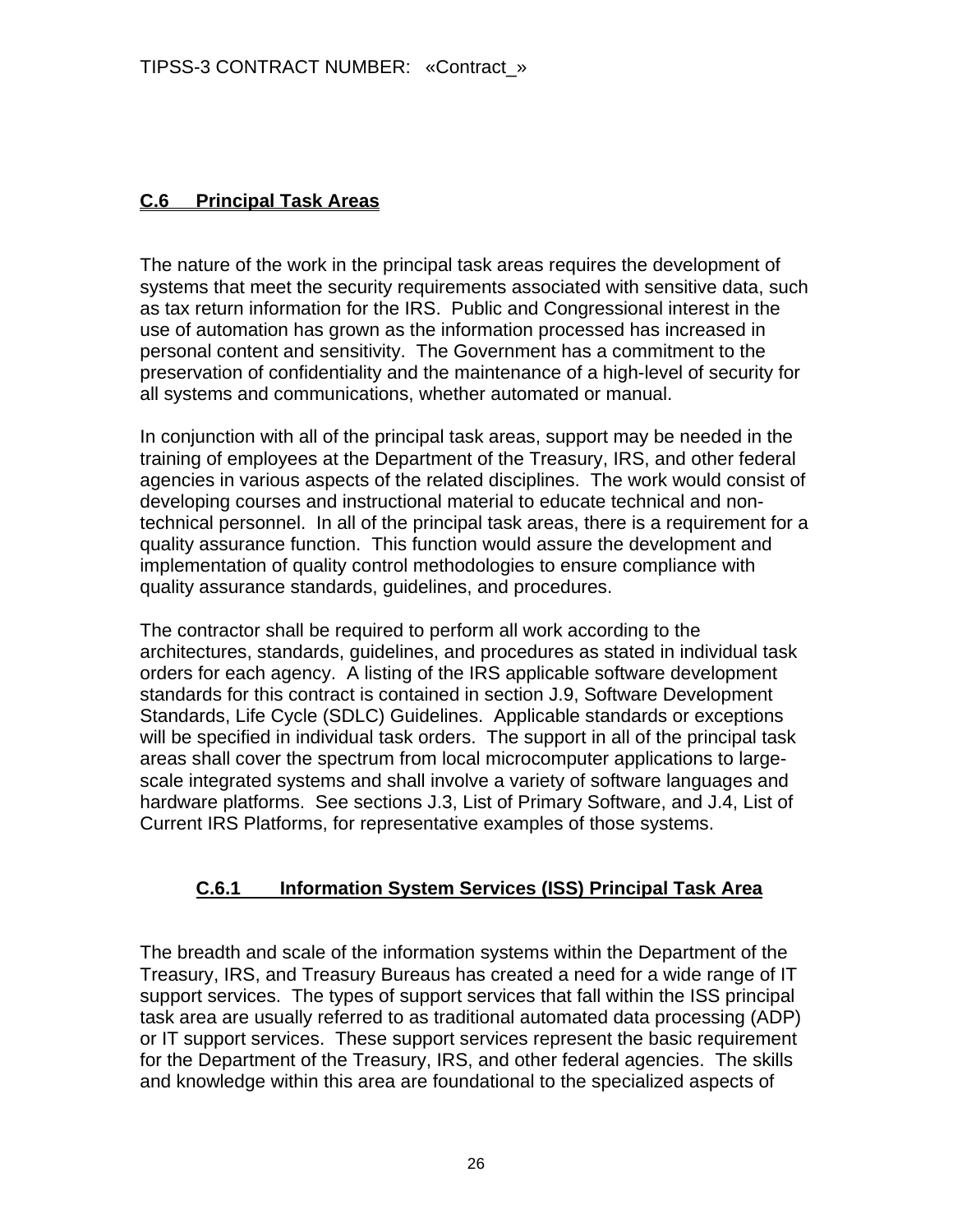## C.6 Principal Task Areas

The nature of the work in the principal task areas requires the development of systems that meet the security requirements associated with sensitive data, such as tax return information for the IRS. Public and Congressional interest in the use of automation has grown as the information processed has increased in personal content and sensitivity. The Government has a commitment to the preservation of confidentiality and the maintenance of a high-level of security for all systems and communications, whether automated or manual.

In conjunction with all of the principal task areas, support may be needed in the training of employees at the Department of the Treasury, IRS, and other federal agencies in various aspects of the related disciplines. The work would consist of developing courses and instructional material to educate technical and non-technical personnel. In all of the principal task areas, there is a requirement for a quality assurance function. This function would assure the development and implementation of quality control methodologies to ensure compliance with quality assurance standards, guidelines, and procedures.

The contractor shall be required to perform all work according to the architectures, standards, guidelines, and procedures as stated in individual task orders for each agency. A listing of the IRS applicable software development standards for this contract is contained in section J.9, Software Development Standards, Life Cycle (SDLC) Guidelines. Applicable standards or exceptions will be specified in individual task orders. The support in all of the principal task areas shall cover the spectrum from local microcomputer applications to large-scale integrated systems and shall involve a variety of software languages and hardware platforms. See sections J.3, List of Primary Software, and J.4, List of Current IRS Platforms, for representative examples of those systems.

### C.6.1 Information System Services (ISS) Principal Task Area

The breadth and scale of the information systems within the Department of the Treasury, IRS, and Treasury Bureaus has created a need for a wide range of IT support services. The types of support services that fall within the ISS principal task area are usually referred to as traditional automated data processing (ADP) or IT support services. These support services represent the basic requirement for the Department of the Treasury, IRS, and other federal agencies. The skills and knowledge within this area are foundational to the specialized aspects of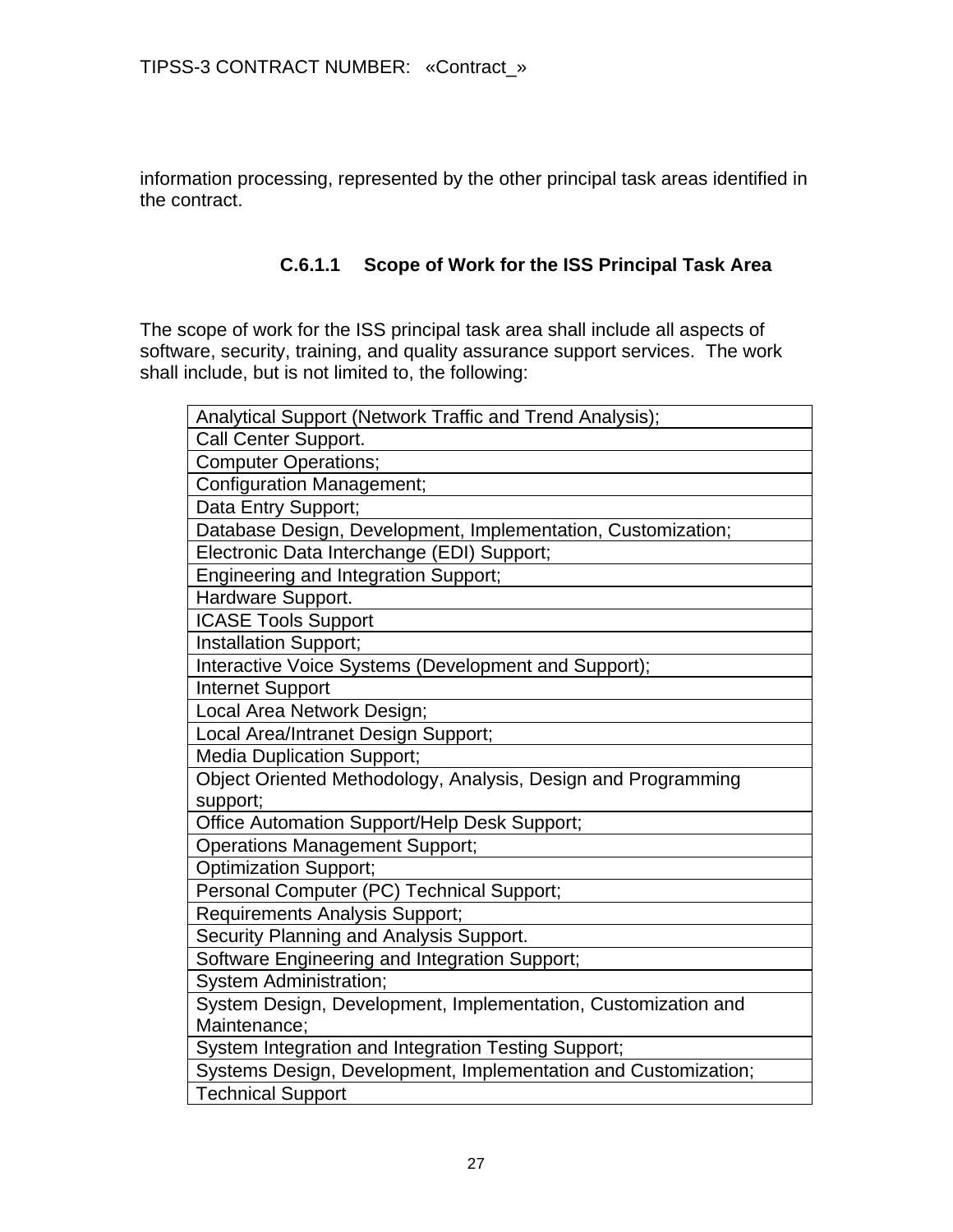information processing, represented by the other principal task areas identified in the contract.

### C.6.1.1 Scope of Work for the ISS Principal Task Area

The scope of work for the ISS principal task area shall include all aspects of software, security, training, and quality assurance support services. The work shall include, but is not limited to, the following:

| |
|---|
| Analytical Support (Network Traffic and Trend Analysis); |
| Call Center Support. |
| Computer Operations; |
| Configuration Management; |
| Data Entry Support; |
| Database Design, Development, Implementation, Customization; |
| Electronic Data Interchange (EDI) Support; |
| Engineering and Integration Support; |
| Hardware Support. |
| ICASE Tools Support |
| Installation Support; |
| Interactive Voice Systems (Development and Support); |
| Internet Support |
| Local Area Network Design; |
| Local Area/Intranet Design Support; |
| Media Duplication Support; |
| Object Oriented Methodology, Analysis, Design and Programming support; |
| Office Automation Support/Help Desk Support; |
| Operations Management Support; |
| Optimization Support; |
| Personal Computer (PC) Technical Support; |
| Requirements Analysis Support; |
| Security Planning and Analysis Support. |
| Software Engineering and Integration Support; |
| System Administration; |
| System Design, Development, Implementation, Customization and Maintenance; |
| System Integration and Integration Testing Support; |
| Systems Design, Development, Implementation and Customization; |
| Technical Support |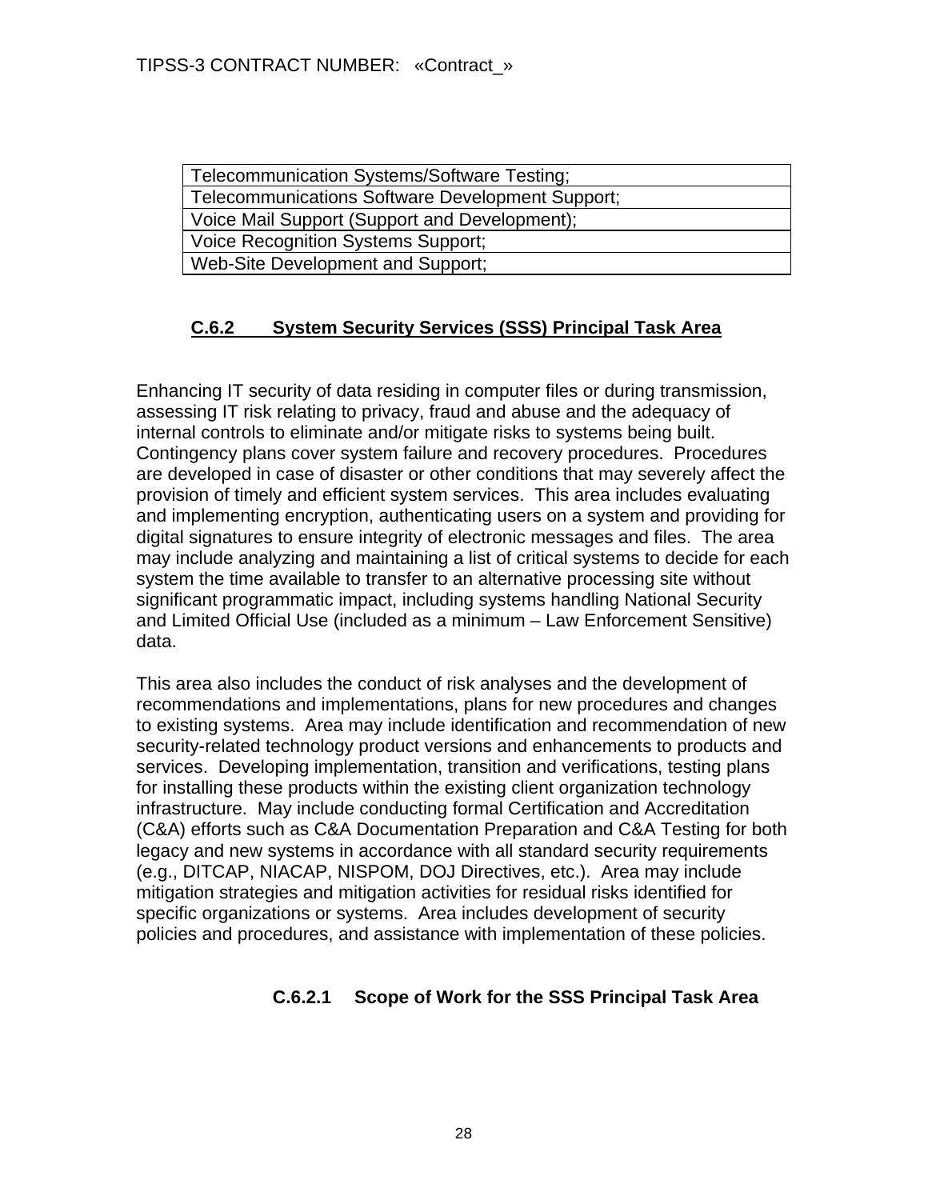| Telecommunication Systems/Software Testing; |
| --- |
| Telecommunications Software Development Support; |
| Voice Mail Support (Support and Development); |
| Voice Recognition Systems Support; |
| Web-Site Development and Support; |

## C.6.2 System Security Services (SSS) Principal Task Area

Enhancing IT security of data residing in computer files or during transmission, assessing IT risk relating to privacy, fraud and abuse and the adequacy of internal controls to eliminate and/or mitigate risks to systems being built. Contingency plans cover system failure and recovery procedures. Procedures are developed in case of disaster or other conditions that may severely affect the provision of timely and efficient system services. This area includes evaluating and implementing encryption, authenticating users on a system and providing for digital signatures to ensure integrity of electronic messages and files. The area may include analyzing and maintaining a list of critical systems to decide for each system the time available to transfer to an alternative processing site without significant programmatic impact, including systems handling National Security and Limited Official Use (included as a minimum – Law Enforcement Sensitive) data.

This area also includes the conduct of risk analyses and the development of recommendations and implementations, plans for new procedures and changes to existing systems. Area may include identification and recommendation of new security-related technology product versions and enhancements to products and services. Developing implementation, transition and verifications, testing plans for installing these products within the existing client organization technology infrastructure. May include conducting formal Certification and Accreditation (C&A) efforts such as C&A Documentation Preparation and C&A Testing for both legacy and new systems in accordance with all standard security requirements (e.g., DITCAP, NIACAP, NISPOM, DOJ Directives, etc.). Area may include mitigation strategies and mitigation activities for residual risks identified for specific organizations or systems. Area includes development of security policies and procedures, and assistance with implementation of these policies.

### C.6.2.1 Scope of Work for the SSS Principal Task Area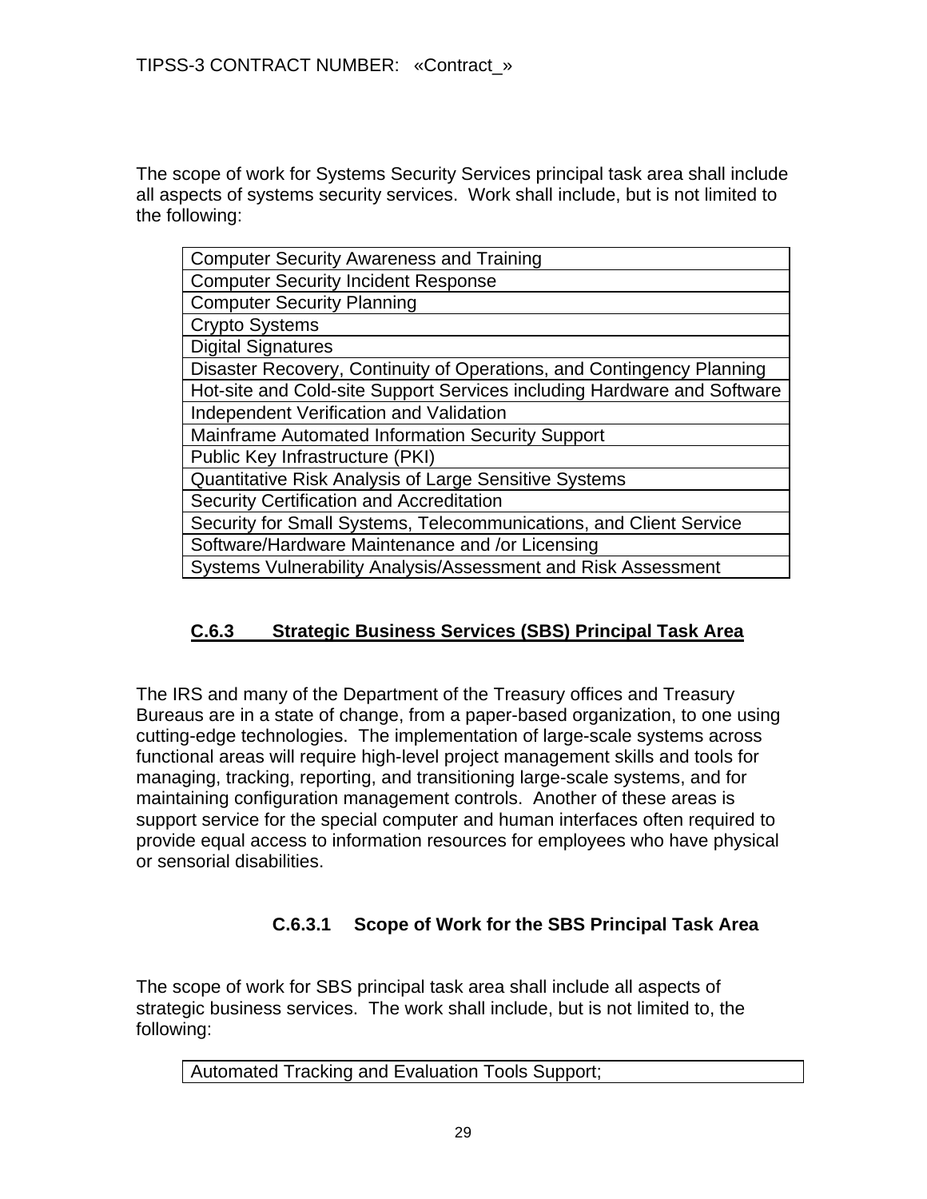The scope of work for Systems Security Services principal task area shall include all aspects of systems security services. Work shall include, but is not limited to the following:

| Computer Security Awareness and Training |
|---|
| Computer Security Incident Response |
| Computer Security Planning |
| Crypto Systems |
| Digital Signatures |
| Disaster Recovery, Continuity of Operations, and Contingency Planning |
| Hot-site and Cold-site Support Services including Hardware and Software |
| Independent Verification and Validation |
| Mainframe Automated Information Security Support |
| Public Key Infrastructure (PKI) |
| Quantitative Risk Analysis of Large Sensitive Systems |
| Security Certification and Accreditation |
| Security for Small Systems, Telecommunications, and Client Service |
| Software/Hardware Maintenance and /or Licensing |
| Systems Vulnerability Analysis/Assessment and Risk Assessment |

## C.6.3 Strategic Business Services (SBS) Principal Task Area

The IRS and many of the Department of the Treasury offices and Treasury Bureaus are in a state of change, from a paper-based organization, to one using cutting-edge technologies. The implementation of large-scale systems across functional areas will require high-level project management skills and tools for managing, tracking, reporting, and transitioning large-scale systems, and for maintaining configuration management controls. Another of these areas is support service for the special computer and human interfaces often required to provide equal access to information resources for employees who have physical or sensorial disabilities.

### C.6.3.1 Scope of Work for the SBS Principal Task Area

The scope of work for SBS principal task area shall include all aspects of strategic business services. The work shall include, but is not limited to, the following:

| Automated Tracking and Evaluation Tools Support; |
|---|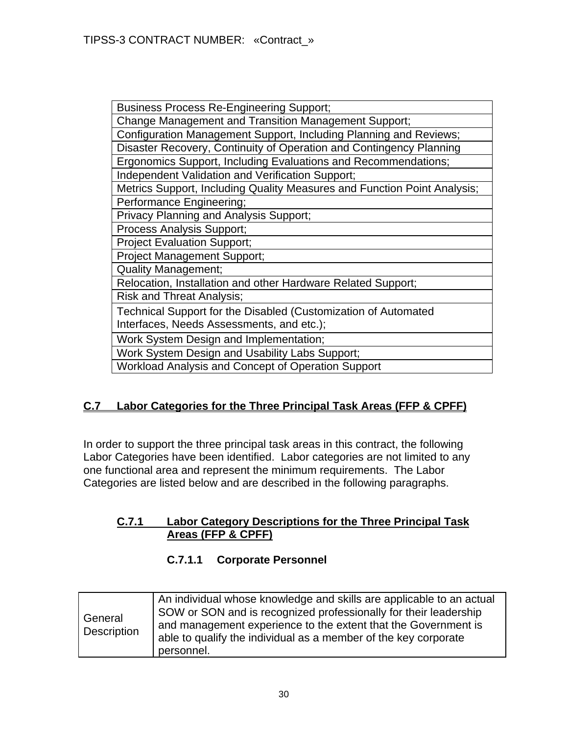| Business Process Re-Engineering Support; |
|---|
| Change Management and Transition Management Support; |
| Configuration Management Support, Including Planning and Reviews; |
| Disaster Recovery, Continuity of Operation and Contingency Planning |
| Ergonomics Support, Including Evaluations and Recommendations; |
| Independent Validation and Verification Support; |
| Metrics Support, Including Quality Measures and Function Point Analysis; |
| Performance Engineering; |
| Privacy Planning and Analysis Support; |
| Process Analysis Support; |
| Project Evaluation Support; |
| Project Management Support; |
| Quality Management; |
| Relocation, Installation and other Hardware Related Support; |
| Risk and Threat Analysis; |
| Technical Support for the Disabled (Customization of Automated Interfaces, Needs Assessments, and etc.); |
| Work System Design and Implementation; |
| Work System Design and Usability Labs Support; |
| Workload Analysis and Concept of Operation Support |

## C.7 Labor Categories for the Three Principal Task Areas (FFP & CPFF)

In order to support the three principal task areas in this contract, the following Labor Categories have been identified. Labor categories are not limited to any one functional area and represent the minimum requirements. The Labor Categories are listed below and are described in the following paragraphs.

### C.7.1 Labor Category Descriptions for the Three Principal Task Areas (FFP & CPFF)

#### C.7.1.1 Corporate Personnel

| General Description | An individual whose knowledge and skills are applicable to an actual SOW or SON and is recognized professionally for their leadership and management experience to the extent that the Government is able to qualify the individual as a member of the key corporate personnel. |
|---|---|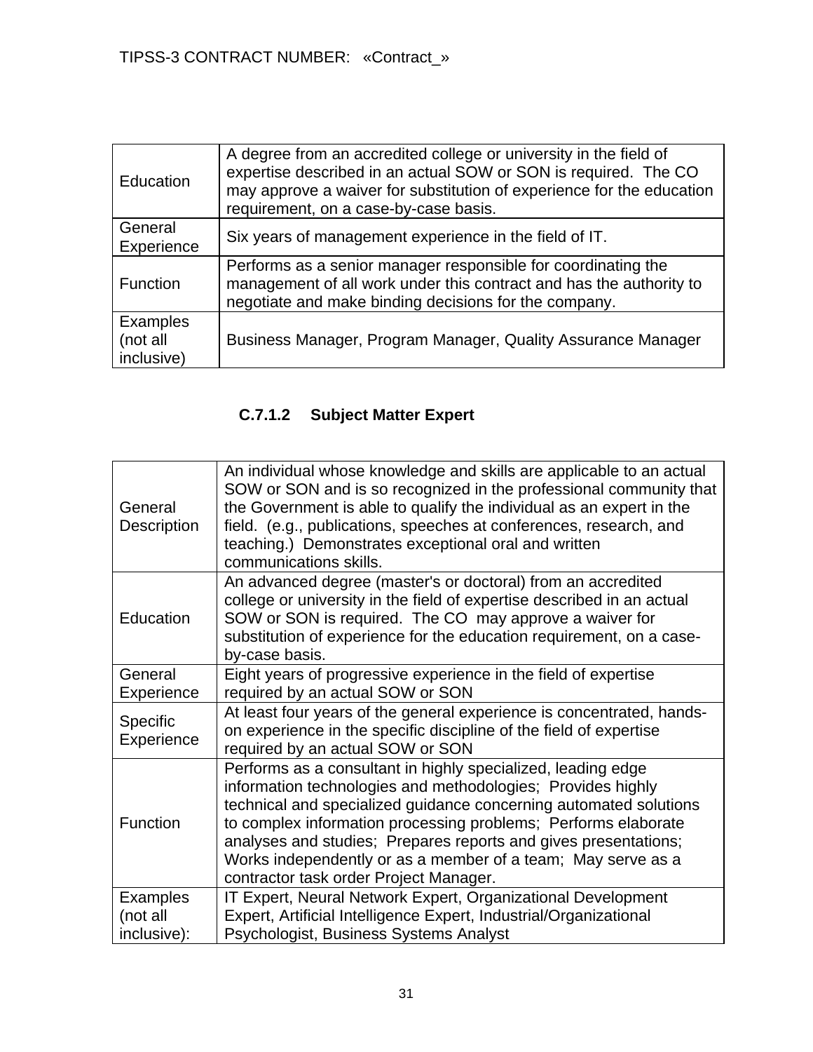| Education | A degree from an accredited college or university in the field of expertise described in an actual SOW or SON is required. The CO may approve a waiver for substitution of experience for the education requirement, on a case-by-case basis. |
|---|---|
| General Experience | Six years of management experience in the field of IT. |
| Function | Performs as a senior manager responsible for coordinating the management of all work under this contract and has the authority to negotiate and make binding decisions for the company. |
| Examples (not all inclusive) | Business Manager, Program Manager, Quality Assurance Manager |

### C.7.1.2 Subject Matter Expert

| General Description | An individual whose knowledge and skills are applicable to an actual SOW or SON and is so recognized in the professional community that the Government is able to qualify the individual as an expert in the field. (e.g., publications, speeches at conferences, research, and teaching.) Demonstrates exceptional oral and written communications skills. |
|---|---|
| Education | An advanced degree (master's or doctoral) from an accredited college or university in the field of expertise described in an actual SOW or SON is required. The CO may approve a waiver for substitution of experience for the education requirement, on a case-by-case basis. |
| General Experience | Eight years of progressive experience in the field of expertise required by an actual SOW or SON |
| Specific Experience | At least four years of the general experience is concentrated, hands-on experience in the specific discipline of the field of expertise required by an actual SOW or SON |
| Function | Performs as a consultant in highly specialized, leading edge information technologies and methodologies; Provides highly technical and specialized guidance concerning automated solutions to complex information processing problems; Performs elaborate analyses and studies; Prepares reports and gives presentations; Works independently or as a member of a team; May serve as a contractor task order Project Manager. |
| Examples (not all inclusive): | IT Expert, Neural Network Expert, Organizational Development Expert, Artificial Intelligence Expert, Industrial/Organizational Psychologist, Business Systems Analyst |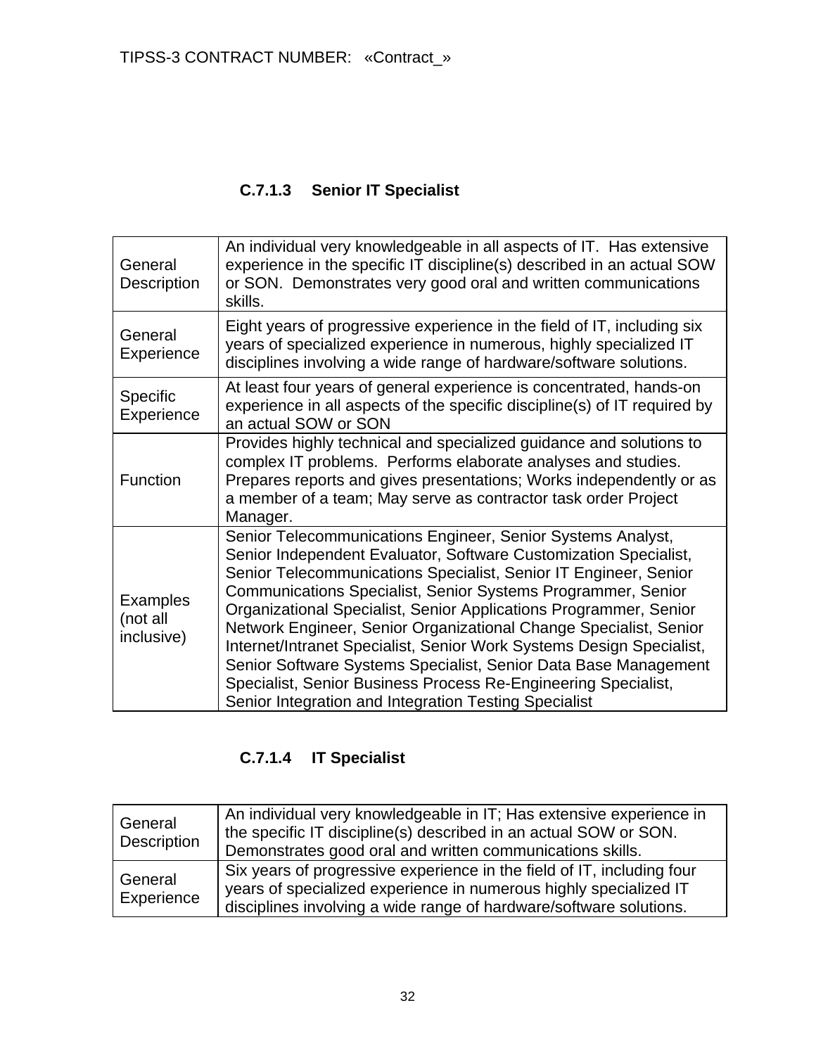### C.7.1.3 Senior IT Specialist

| | |
|---|---|
| General Description | An individual very knowledgeable in all aspects of IT. Has extensive experience in the specific IT discipline(s) described in an actual SOW or SON. Demonstrates very good oral and written communications skills. |
| General Experience | Eight years of progressive experience in the field of IT, including six years of specialized experience in numerous, highly specialized IT disciplines involving a wide range of hardware/software solutions. |
| Specific Experience | At least four years of general experience is concentrated, hands-on experience in all aspects of the specific discipline(s) of IT required by an actual SOW or SON |
| Function | Provides highly technical and specialized guidance and solutions to complex IT problems. Performs elaborate analyses and studies. Prepares reports and gives presentations; Works independently or as a member of a team; May serve as contractor task order Project Manager. |
| Examples (not all inclusive) | Senior Telecommunications Engineer, Senior Systems Analyst, Senior Independent Evaluator, Software Customization Specialist, Senior Telecommunications Specialist, Senior IT Engineer, Senior Communications Specialist, Senior Systems Programmer, Senior Organizational Specialist, Senior Applications Programmer, Senior Network Engineer, Senior Organizational Change Specialist, Senior Internet/Intranet Specialist, Senior Work Systems Design Specialist, Senior Software Systems Specialist, Senior Data Base Management Specialist, Senior Business Process Re-Engineering Specialist, Senior Integration and Integration Testing Specialist |

### C.7.1.4 IT Specialist

| | |
|---|---|
| General Description | An individual very knowledgeable in IT; Has extensive experience in the specific IT discipline(s) described in an actual SOW or SON. Demonstrates good oral and written communications skills. |
| General Experience | Six years of progressive experience in the field of IT, including four years of specialized experience in numerous highly specialized IT disciplines involving a wide range of hardware/software solutions. |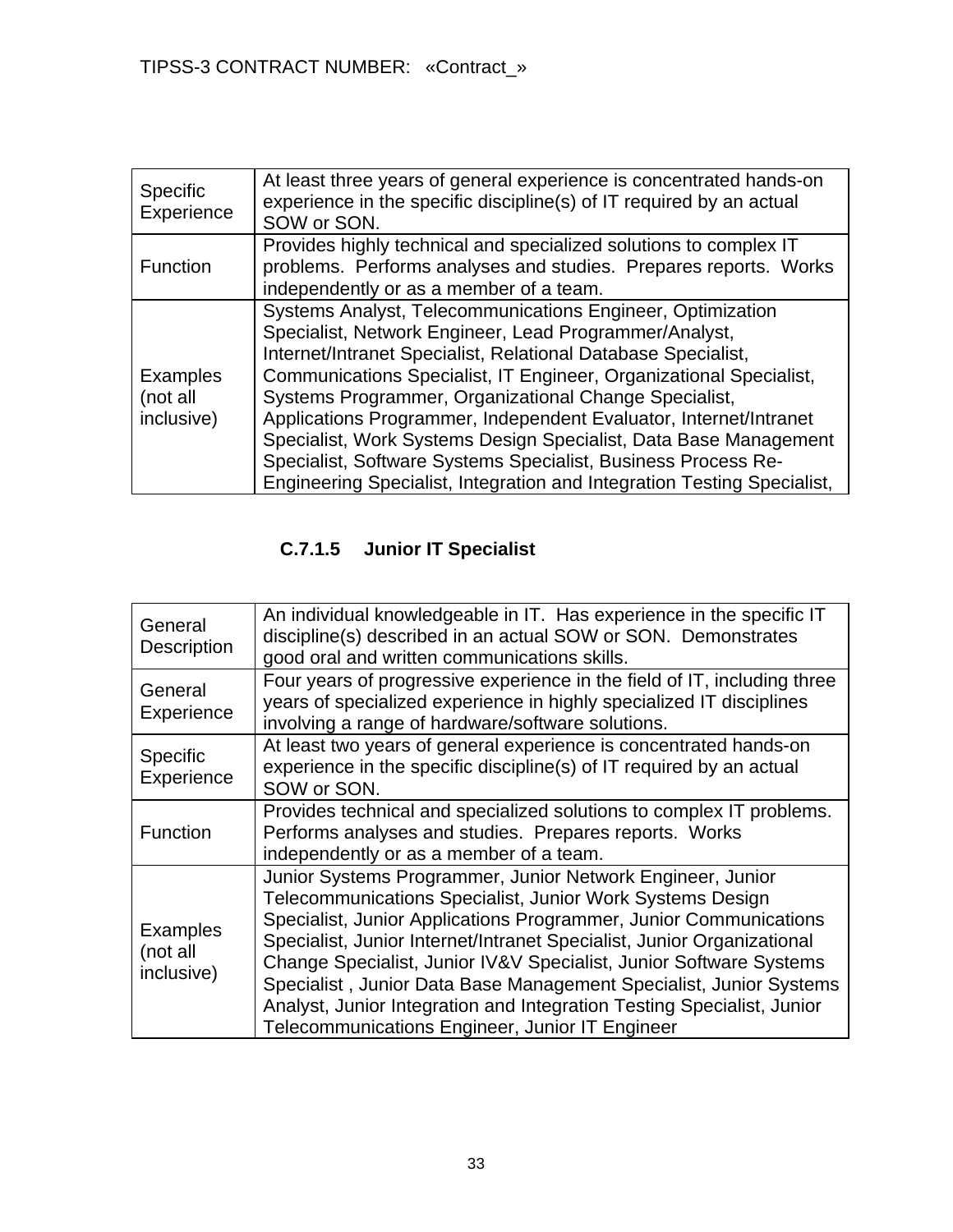| | |
|---|---|
| Specific Experience | At least three years of general experience is concentrated hands-on experience in the specific discipline(s) of IT required by an actual SOW or SON. |
| Function | Provides highly technical and specialized solutions to complex IT problems. Performs analyses and studies. Prepares reports. Works independently or as a member of a team. |
| Examples (not all inclusive) | Systems Analyst, Telecommunications Engineer, Optimization Specialist, Network Engineer, Lead Programmer/Analyst, Internet/Intranet Specialist, Relational Database Specialist, Communications Specialist, IT Engineer, Organizational Specialist, Systems Programmer, Organizational Change Specialist, Applications Programmer, Independent Evaluator, Internet/Intranet Specialist, Work Systems Design Specialist, Data Base Management Specialist, Software Systems Specialist, Business Process Re-Engineering Specialist, Integration and Integration Testing Specialist, |

### C.7.1.5 Junior IT Specialist

| | |
|---|---|
| General Description | An individual knowledgeable in IT. Has experience in the specific IT discipline(s) described in an actual SOW or SON. Demonstrates good oral and written communications skills. |
| General Experience | Four years of progressive experience in the field of IT, including three years of specialized experience in highly specialized IT disciplines involving a range of hardware/software solutions. |
| Specific Experience | At least two years of general experience is concentrated hands-on experience in the specific discipline(s) of IT required by an actual SOW or SON. |
| Function | Provides technical and specialized solutions to complex IT problems. Performs analyses and studies. Prepares reports. Works independently or as a member of a team. |
| Examples (not all inclusive) | Junior Systems Programmer, Junior Network Engineer, Junior Telecommunications Specialist, Junior Work Systems Design Specialist, Junior Applications Programmer, Junior Communications Specialist, Junior Internet/Intranet Specialist, Junior Organizational Change Specialist, Junior IV&V Specialist, Junior Software Systems Specialist , Junior Data Base Management Specialist, Junior Systems Analyst, Junior Integration and Integration Testing Specialist, Junior Telecommunications Engineer, Junior IT Engineer |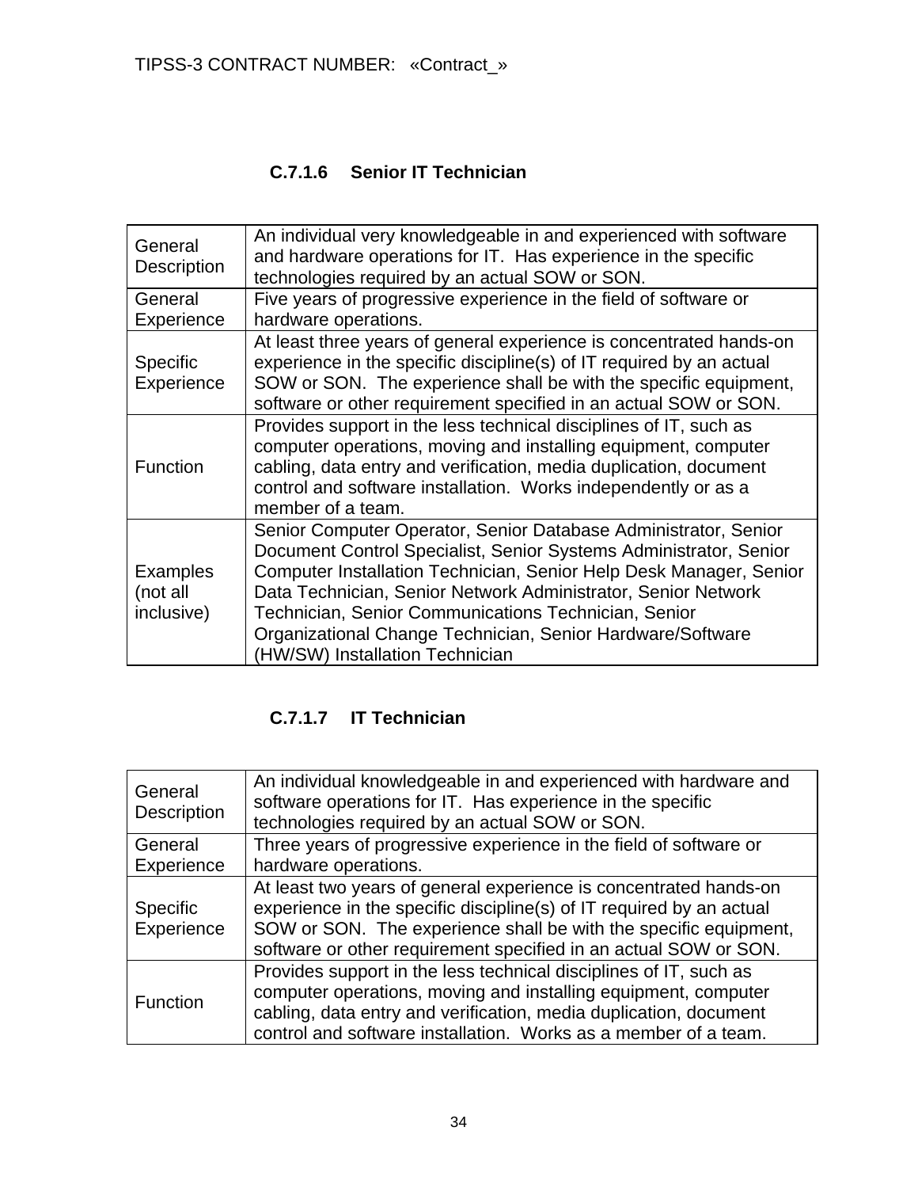### C.7.1.6 Senior IT Technician

| | |
|---|---|
| General Description | An individual very knowledgeable in and experienced with software and hardware operations for IT. Has experience in the specific technologies required by an actual SOW or SON. |
| General Experience | Five years of progressive experience in the field of software or hardware operations. |
| Specific Experience | At least three years of general experience is concentrated hands-on experience in the specific discipline(s) of IT required by an actual SOW or SON. The experience shall be with the specific equipment, software or other requirement specified in an actual SOW or SON. |
| Function | Provides support in the less technical disciplines of IT, such as computer operations, moving and installing equipment, computer cabling, data entry and verification, media duplication, document control and software installation. Works independently or as a member of a team. |
| Examples (not all inclusive) | Senior Computer Operator, Senior Database Administrator, Senior Document Control Specialist, Senior Systems Administrator, Senior Computer Installation Technician, Senior Help Desk Manager, Senior Data Technician, Senior Network Administrator, Senior Network Technician, Senior Communications Technician, Senior Organizational Change Technician, Senior Hardware/Software (HW/SW) Installation Technician |

### C.7.1.7 IT Technician

| | |
|---|---|
| General Description | An individual knowledgeable in and experienced with hardware and software operations for IT. Has experience in the specific technologies required by an actual SOW or SON. |
| General Experience | Three years of progressive experience in the field of software or hardware operations. |
| Specific Experience | At least two years of general experience is concentrated hands-on experience in the specific discipline(s) of IT required by an actual SOW or SON. The experience shall be with the specific equipment, software or other requirement specified in an actual SOW or SON. |
| Function | Provides support in the less technical disciplines of IT, such as computer operations, moving and installing equipment, computer cabling, data entry and verification, media duplication, document control and software installation. Works as a member of a team. |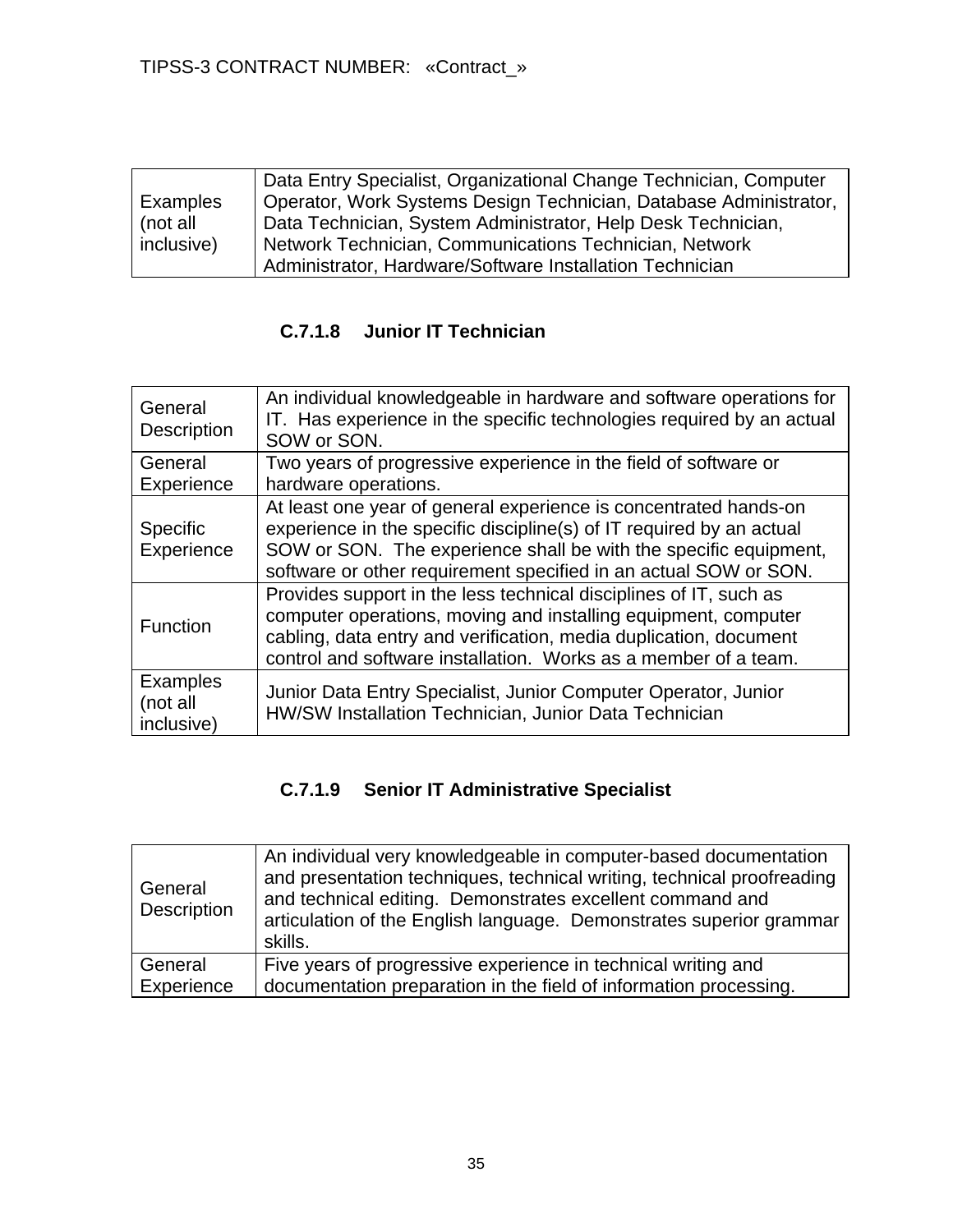| Examples (not all inclusive) | Data Entry Specialist, Organizational Change Technician, Computer Operator, Work Systems Design Technician, Database Administrator, Data Technician, System Administrator, Help Desk Technician, Network Technician, Communications Technician, Network Administrator, Hardware/Software Installation Technician |
|---|---|

### C.7.1.8 Junior IT Technician

| General Description | An individual knowledgeable in hardware and software operations for IT. Has experience in the specific technologies required by an actual SOW or SON. |
|---|---|
| General Experience | Two years of progressive experience in the field of software or hardware operations. |
| Specific Experience | At least one year of general experience is concentrated hands-on experience in the specific discipline(s) of IT required by an actual SOW or SON. The experience shall be with the specific equipment, software or other requirement specified in an actual SOW or SON. |
| Function | Provides support in the less technical disciplines of IT, such as computer operations, moving and installing equipment, computer cabling, data entry and verification, media duplication, document control and software installation. Works as a member of a team. |
| Examples (not all inclusive) | Junior Data Entry Specialist, Junior Computer Operator, Junior HW/SW Installation Technician, Junior Data Technician |

### C.7.1.9 Senior IT Administrative Specialist

| General Description | An individual very knowledgeable in computer-based documentation and presentation techniques, technical writing, technical proofreading and technical editing. Demonstrates excellent command and articulation of the English language. Demonstrates superior grammar skills. |
|---|---|
| General Experience | Five years of progressive experience in technical writing and documentation preparation in the field of information processing. |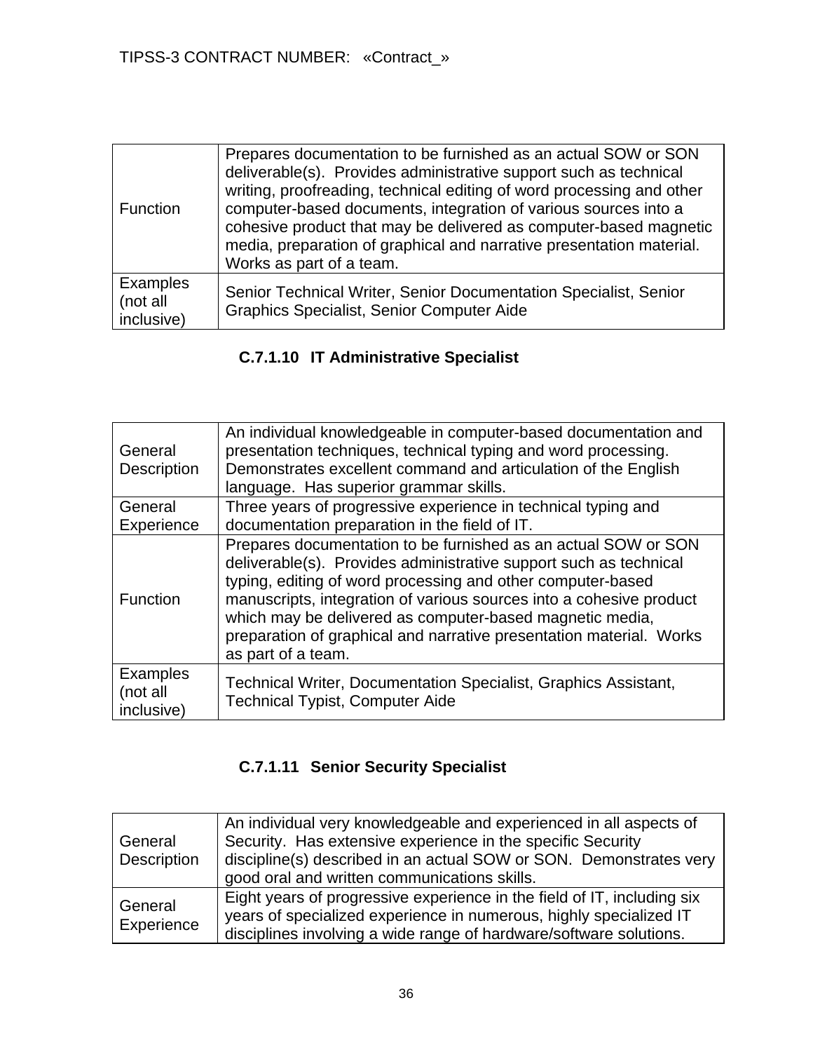| Function | Prepares documentation to be furnished as an actual SOW or SON deliverable(s). Provides administrative support such as technical writing, proofreading, technical editing of word processing and other computer-based documents, integration of various sources into a cohesive product that may be delivered as computer-based magnetic media, preparation of graphical and narrative presentation material. Works as part of a team. |
|---|---|
| Examples (not all inclusive) | Senior Technical Writer, Senior Documentation Specialist, Senior Graphics Specialist, Senior Computer Aide |

### C.7.1.10 IT Administrative Specialist

| General Description | An individual knowledgeable in computer-based documentation and presentation techniques, technical typing and word processing. Demonstrates excellent command and articulation of the English language. Has superior grammar skills. |
|---|---|
| General Experience | Three years of progressive experience in technical typing and documentation preparation in the field of IT. |
| Function | Prepares documentation to be furnished as an actual SOW or SON deliverable(s). Provides administrative support such as technical typing, editing of word processing and other computer-based manuscripts, integration of various sources into a cohesive product which may be delivered as computer-based magnetic media, preparation of graphical and narrative presentation material. Works as part of a team. |
| Examples (not all inclusive) | Technical Writer, Documentation Specialist, Graphics Assistant, Technical Typist, Computer Aide |

### C.7.1.11 Senior Security Specialist

| General Description | An individual very knowledgeable and experienced in all aspects of Security. Has extensive experience in the specific Security discipline(s) described in an actual SOW or SON. Demonstrates very good oral and written communications skills. |
|---|---|
| General Experience | Eight years of progressive experience in the field of IT, including six years of specialized experience in numerous, highly specialized IT disciplines involving a wide range of hardware/software solutions. |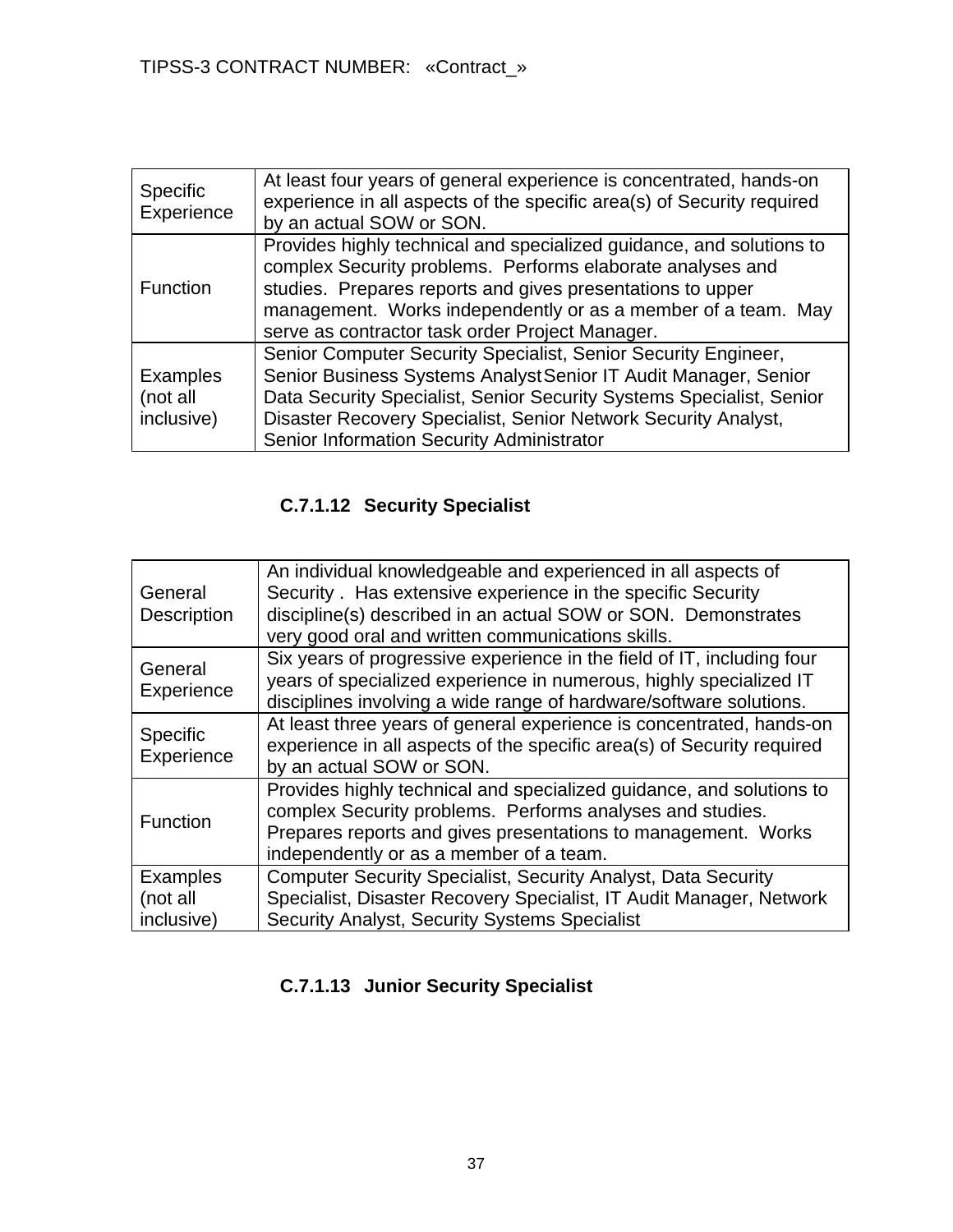| Specific Experience | At least four years of general experience is concentrated, hands-on experience in all aspects of the specific area(s) of Security required by an actual SOW or SON. |
|---|---|
| Function | Provides highly technical and specialized guidance, and solutions to complex Security problems. Performs elaborate analyses and studies. Prepares reports and gives presentations to upper management. Works independently or as a member of a team. May serve as contractor task order Project Manager. |
| Examples (not all inclusive) | Senior Computer Security Specialist, Senior Security Engineer, Senior Business Systems Analyst Senior IT Audit Manager, Senior Data Security Specialist, Senior Security Systems Specialist, Senior Disaster Recovery Specialist, Senior Network Security Analyst, Senior Information Security Administrator |

### C.7.1.12 Security Specialist

| General Description | An individual knowledgeable and experienced in all aspects of Security . Has extensive experience in the specific Security discipline(s) described in an actual SOW or SON. Demonstrates very good oral and written communications skills. |
|---|---|
| General Experience | Six years of progressive experience in the field of IT, including four years of specialized experience in numerous, highly specialized IT disciplines involving a wide range of hardware/software solutions. |
| Specific Experience | At least three years of general experience is concentrated, hands-on experience in all aspects of the specific area(s) of Security required by an actual SOW or SON. |
| Function | Provides highly technical and specialized guidance, and solutions to complex Security problems. Performs analyses and studies. Prepares reports and gives presentations to management. Works independently or as a member of a team. |
| Examples (not all inclusive) | Computer Security Specialist, Security Analyst, Data Security Specialist, Disaster Recovery Specialist, IT Audit Manager, Network Security Analyst, Security Systems Specialist |

### C.7.1.13 Junior Security Specialist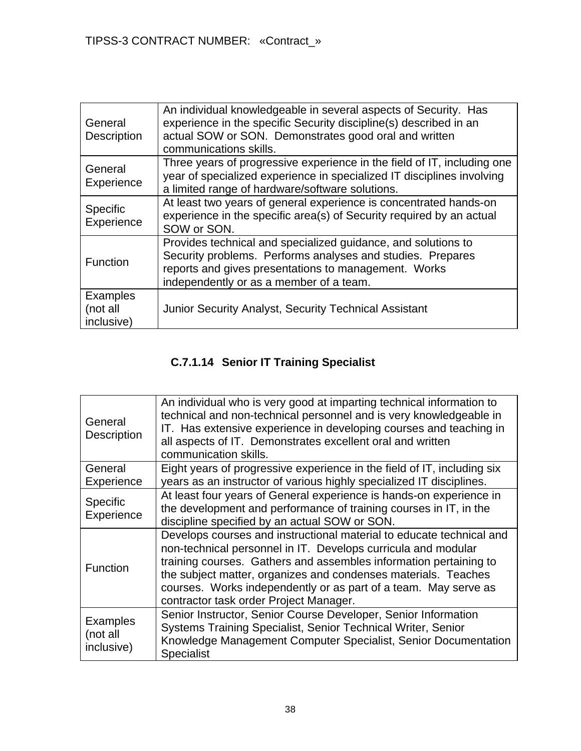| General Description | An individual knowledgeable in several aspects of Security. Has experience in the specific Security discipline(s) described in an actual SOW or SON. Demonstrates good oral and written communications skills. |
|---|---|
| General Experience | Three years of progressive experience in the field of IT, including one year of specialized experience in specialized IT disciplines involving a limited range of hardware/software solutions. |
| Specific Experience | At least two years of general experience is concentrated hands-on experience in the specific area(s) of Security required by an actual SOW or SON. |
| Function | Provides technical and specialized guidance, and solutions to Security problems. Performs analyses and studies. Prepares reports and gives presentations to management. Works independently or as a member of a team. |
| Examples (not all inclusive) | Junior Security Analyst, Security Technical Assistant |

### C.7.1.14 Senior IT Training Specialist

| General Description | An individual who is very good at imparting technical information to technical and non-technical personnel and is very knowledgeable in IT. Has extensive experience in developing courses and teaching in all aspects of IT. Demonstrates excellent oral and written communication skills. |
|---|---|
| General Experience | Eight years of progressive experience in the field of IT, including six years as an instructor of various highly specialized IT disciplines. |
| Specific Experience | At least four years of General experience is hands-on experience in the development and performance of training courses in IT, in the discipline specified by an actual SOW or SON. |
| Function | Develops courses and instructional material to educate technical and non-technical personnel in IT. Develops curricula and modular training courses. Gathers and assembles information pertaining to the subject matter, organizes and condenses materials. Teaches courses. Works independently or as part of a team. May serve as contractor task order Project Manager. |
| Examples (not all inclusive) | Senior Instructor, Senior Course Developer, Senior Information Systems Training Specialist, Senior Technical Writer, Senior Knowledge Management Computer Specialist, Senior Documentation Specialist |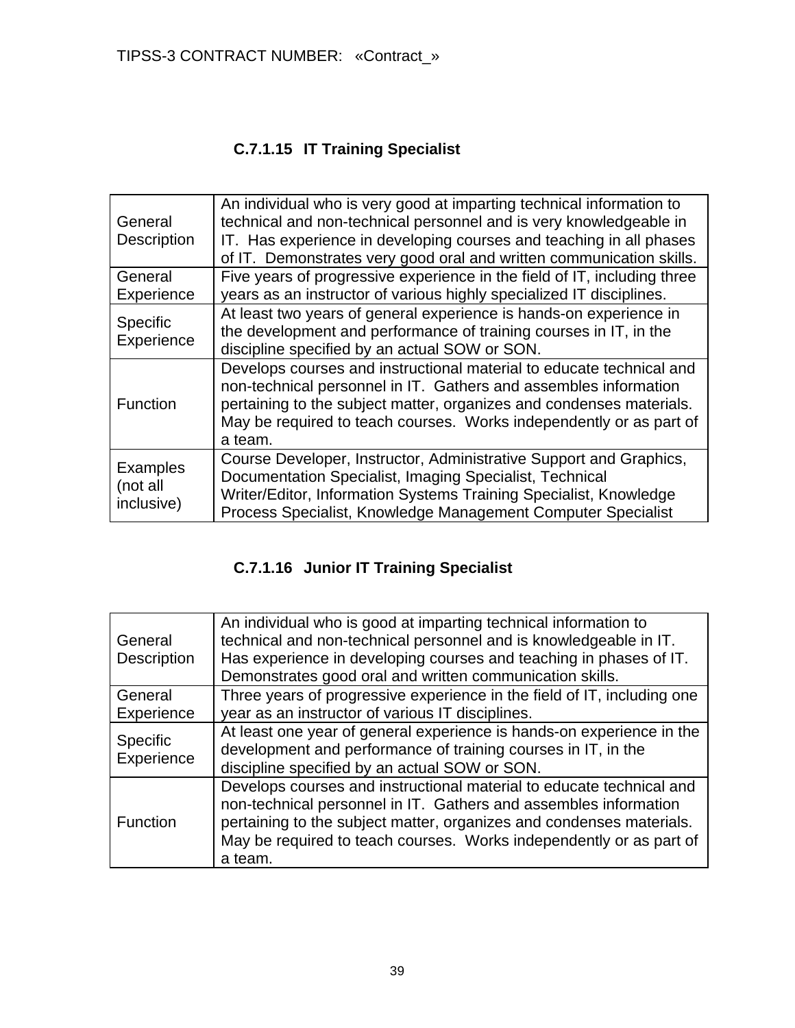### C.7.1.15 IT Training Specialist

| | |
|---|---|
| General Description | An individual who is very good at imparting technical information to technical and non-technical personnel and is very knowledgeable in IT. Has experience in developing courses and teaching in all phases of IT. Demonstrates very good oral and written communication skills. |
| General Experience | Five years of progressive experience in the field of IT, including three years as an instructor of various highly specialized IT disciplines. |
| Specific Experience | At least two years of general experience is hands-on experience in the development and performance of training courses in IT, in the discipline specified by an actual SOW or SON. |
| Function | Develops courses and instructional material to educate technical and non-technical personnel in IT. Gathers and assembles information pertaining to the subject matter, organizes and condenses materials. May be required to teach courses. Works independently or as part of a team. |
| Examples (not all inclusive) | Course Developer, Instructor, Administrative Support and Graphics, Documentation Specialist, Imaging Specialist, Technical Writer/Editor, Information Systems Training Specialist, Knowledge Process Specialist, Knowledge Management Computer Specialist |

### C.7.1.16 Junior IT Training Specialist

| | |
|---|---|
| General Description | An individual who is good at imparting technical information to technical and non-technical personnel and is knowledgeable in IT. Has experience in developing courses and teaching in phases of IT. Demonstrates good oral and written communication skills. |
| General Experience | Three years of progressive experience in the field of IT, including one year as an instructor of various IT disciplines. |
| Specific Experience | At least one year of general experience is hands-on experience in the development and performance of training courses in IT, in the discipline specified by an actual SOW or SON. |
| Function | Develops courses and instructional material to educate technical and non-technical personnel in IT. Gathers and assembles information pertaining to the subject matter, organizes and condenses materials. May be required to teach courses. Works independently or as part of a team. |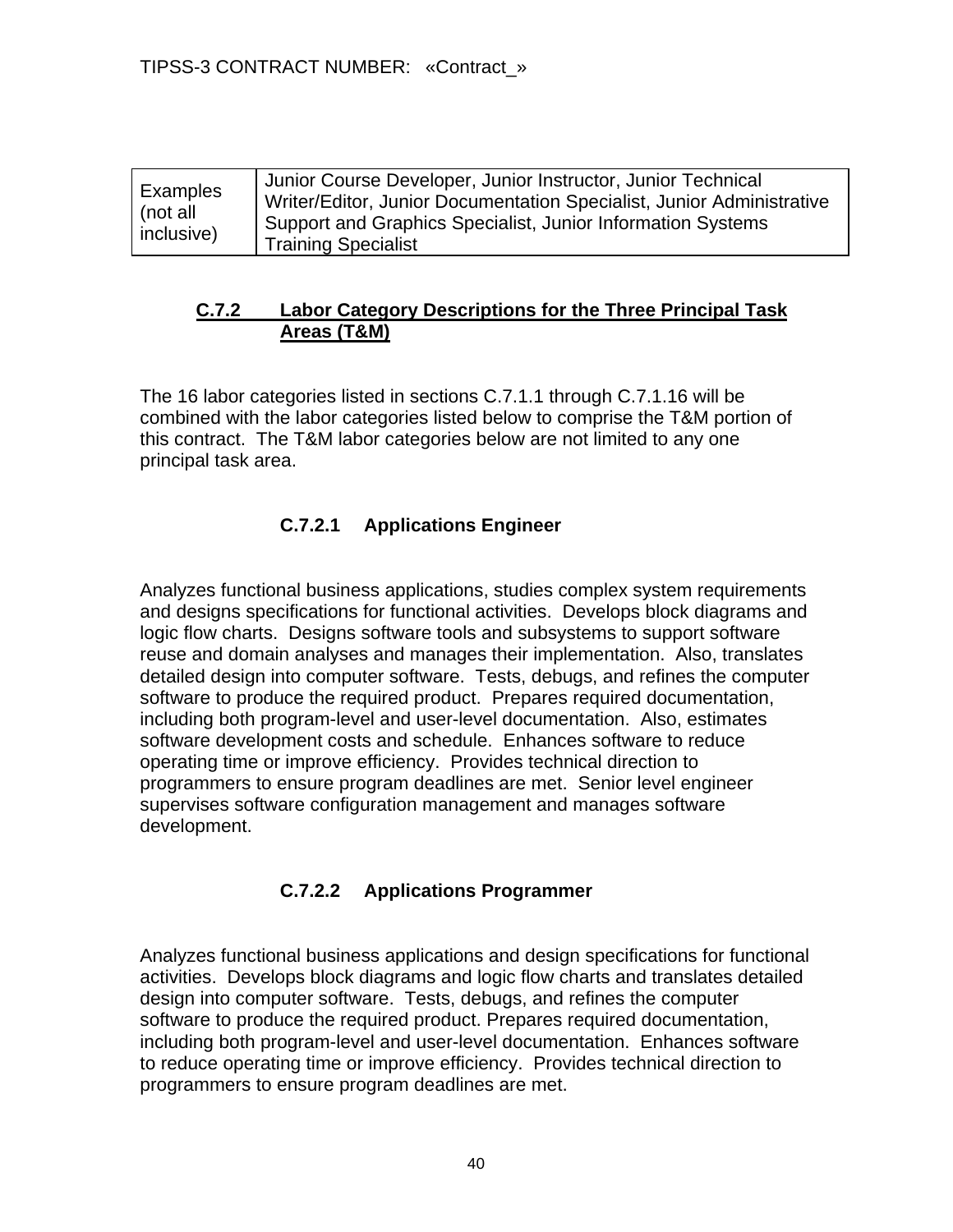| Examples (not all inclusive) | Junior Course Developer, Junior Instructor, Junior Technical Writer/Editor, Junior Documentation Specialist, Junior Administrative Support and Graphics Specialist, Junior Information Systems Training Specialist |
|---|---|

## C.7.2 Labor Category Descriptions for the Three Principal Task Areas (T&M)

The 16 labor categories listed in sections C.7.1.1 through C.7.1.16 will be combined with the labor categories listed below to comprise the T&M portion of this contract. The T&M labor categories below are not limited to any one principal task area.

### C.7.2.1 Applications Engineer

Analyzes functional business applications, studies complex system requirements and designs specifications for functional activities. Develops block diagrams and logic flow charts. Designs software tools and subsystems to support software reuse and domain analyses and manages their implementation. Also, translates detailed design into computer software. Tests, debugs, and refines the computer software to produce the required product. Prepares required documentation, including both program-level and user-level documentation. Also, estimates software development costs and schedule. Enhances software to reduce operating time or improve efficiency. Provides technical direction to programmers to ensure program deadlines are met. Senior level engineer supervises software configuration management and manages software development.

### C.7.2.2 Applications Programmer

Analyzes functional business applications and design specifications for functional activities. Develops block diagrams and logic flow charts and translates detailed design into computer software. Tests, debugs, and refines the computer software to produce the required product. Prepares required documentation, including both program-level and user-level documentation. Enhances software to reduce operating time or improve efficiency. Provides technical direction to programmers to ensure program deadlines are met.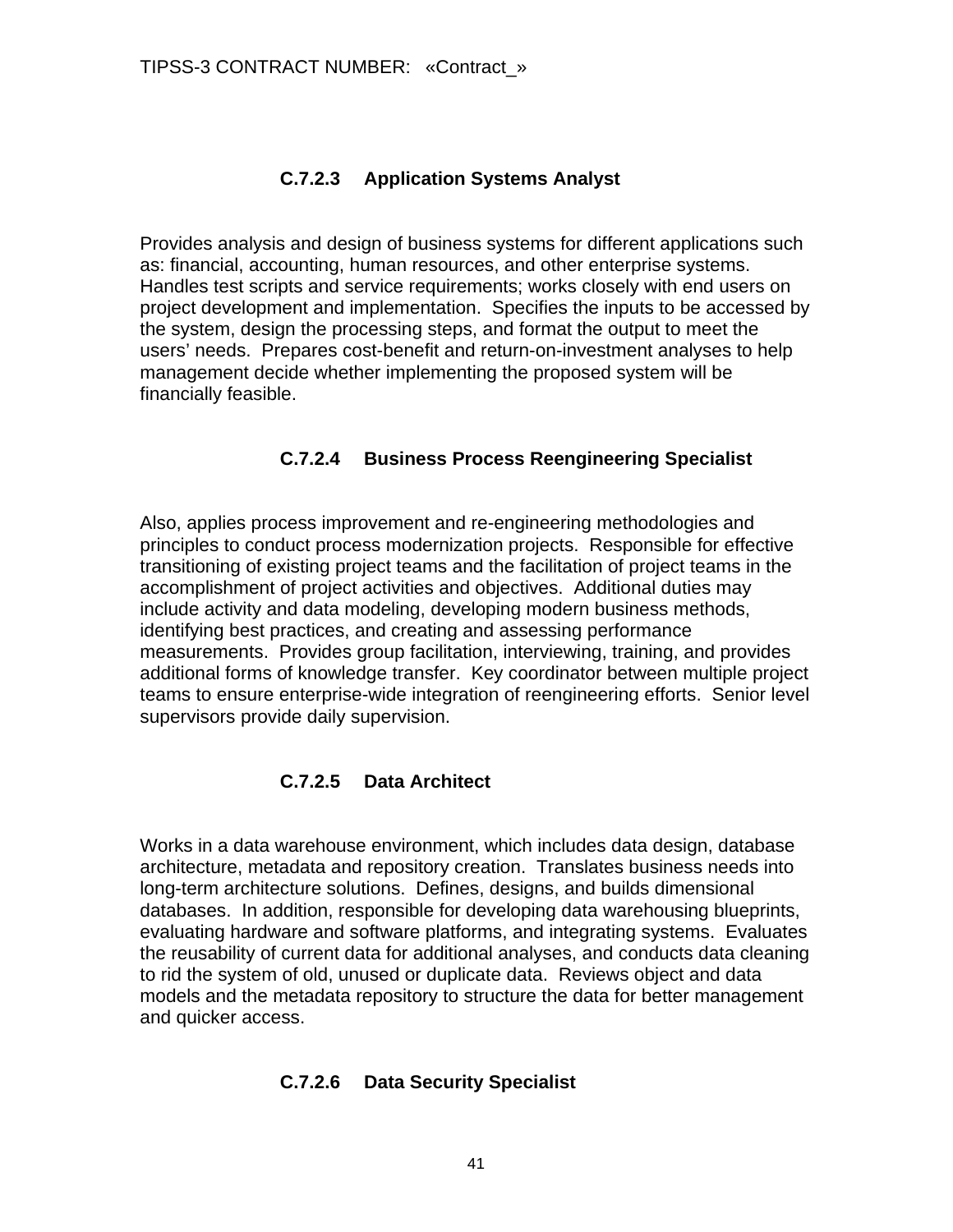#### C.7.2.3 Application Systems Analyst

Provides analysis and design of business systems for different applications such as: financial, accounting, human resources, and other enterprise systems. Handles test scripts and service requirements; works closely with end users on project development and implementation. Specifies the inputs to be accessed by the system, design the processing steps, and format the output to meet the users' needs. Prepares cost-benefit and return-on-investment analyses to help management decide whether implementing the proposed system will be financially feasible.

#### C.7.2.4 Business Process Reengineering Specialist

Also, applies process improvement and re-engineering methodologies and principles to conduct process modernization projects. Responsible for effective transitioning of existing project teams and the facilitation of project teams in the accomplishment of project activities and objectives. Additional duties may include activity and data modeling, developing modern business methods, identifying best practices, and creating and assessing performance measurements. Provides group facilitation, interviewing, training, and provides additional forms of knowledge transfer. Key coordinator between multiple project teams to ensure enterprise-wide integration of reengineering efforts. Senior level supervisors provide daily supervision.

#### C.7.2.5 Data Architect

Works in a data warehouse environment, which includes data design, database architecture, metadata and repository creation. Translates business needs into long-term architecture solutions. Defines, designs, and builds dimensional databases. In addition, responsible for developing data warehousing blueprints, evaluating hardware and software platforms, and integrating systems. Evaluates the reusability of current data for additional analyses, and conducts data cleaning to rid the system of old, unused or duplicate data. Reviews object and data models and the metadata repository to structure the data for better management and quicker access.

#### C.7.2.6 Data Security Specialist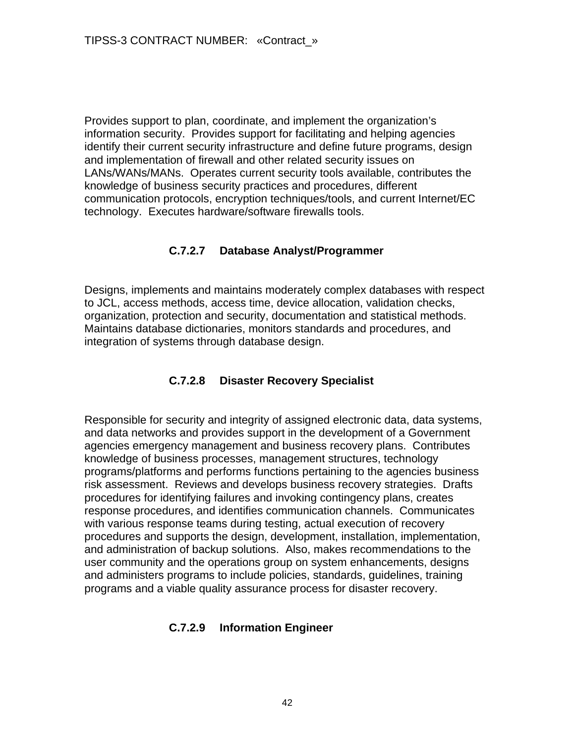Provides support to plan, coordinate, and implement the organization's information security. Provides support for facilitating and helping agencies identify their current security infrastructure and define future programs, design and implementation of firewall and other related security issues on LANs/WANs/MANs. Operates current security tools available, contributes the knowledge of business security practices and procedures, different communication protocols, encryption techniques/tools, and current Internet/EC technology. Executes hardware/software firewalls tools.

### C.7.2.7 Database Analyst/Programmer

Designs, implements and maintains moderately complex databases with respect to JCL, access methods, access time, device allocation, validation checks, organization, protection and security, documentation and statistical methods. Maintains database dictionaries, monitors standards and procedures, and integration of systems through database design.

### C.7.2.8 Disaster Recovery Specialist

Responsible for security and integrity of assigned electronic data, data systems, and data networks and provides support in the development of a Government agencies emergency management and business recovery plans. Contributes knowledge of business processes, management structures, technology programs/platforms and performs functions pertaining to the agencies business risk assessment. Reviews and develops business recovery strategies. Drafts procedures for identifying failures and invoking contingency plans, creates response procedures, and identifies communication channels. Communicates with various response teams during testing, actual execution of recovery procedures and supports the design, development, installation, implementation, and administration of backup solutions. Also, makes recommendations to the user community and the operations group on system enhancements, designs and administers programs to include policies, standards, guidelines, training programs and a viable quality assurance process for disaster recovery.

### C.7.2.9 Information Engineer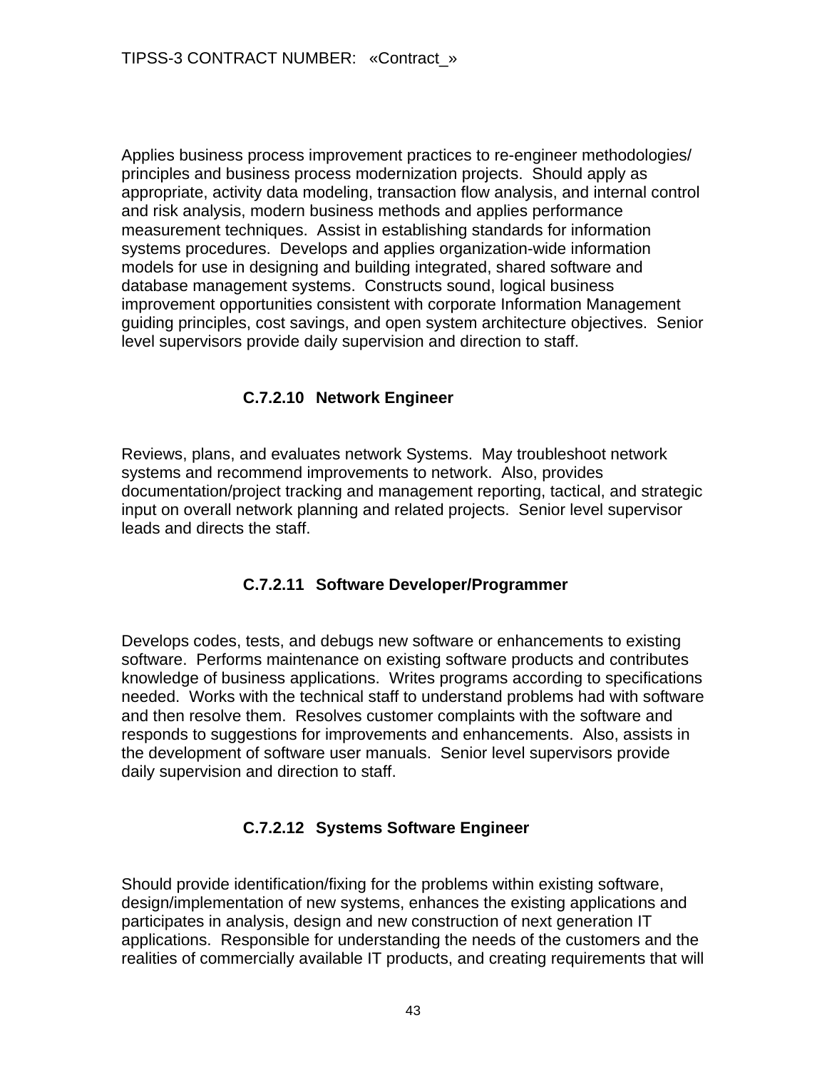Applies business process improvement practices to re-engineer methodologies/ principles and business process modernization projects.  Should apply as appropriate, activity data modeling, transaction flow analysis, and internal control and risk analysis, modern business methods and applies performance measurement techniques.  Assist in establishing standards for information systems procedures.  Develops and applies organization-wide information models for use in designing and building integrated, shared software and database management systems.  Constructs sound, logical business improvement opportunities consistent with corporate Information Management guiding principles, cost savings, and open system architecture objectives.  Senior level supervisors provide daily supervision and direction to staff.

### C.7.2.10 Network Engineer

Reviews, plans, and evaluates network Systems.  May troubleshoot network systems and recommend improvements to network.  Also, provides documentation/project tracking and management reporting, tactical, and strategic input on overall network planning and related projects.  Senior level supervisor leads and directs the staff.

### C.7.2.11 Software Developer/Programmer

Develops codes, tests, and debugs new software or enhancements to existing software.  Performs maintenance on existing software products and contributes knowledge of business applications.  Writes programs according to specifications needed.  Works with the technical staff to understand problems had with software and then resolve them.  Resolves customer complaints with the software and responds to suggestions for improvements and enhancements.  Also, assists in the development of software user manuals.  Senior level supervisors provide daily supervision and direction to staff.

### C.7.2.12 Systems Software Engineer

Should provide identification/fixing for the problems within existing software, design/implementation of new systems, enhances the existing applications and participates in analysis, design and new construction of next generation IT applications.  Responsible for understanding the needs of the customers and the realities of commercially available IT products, and creating requirements that will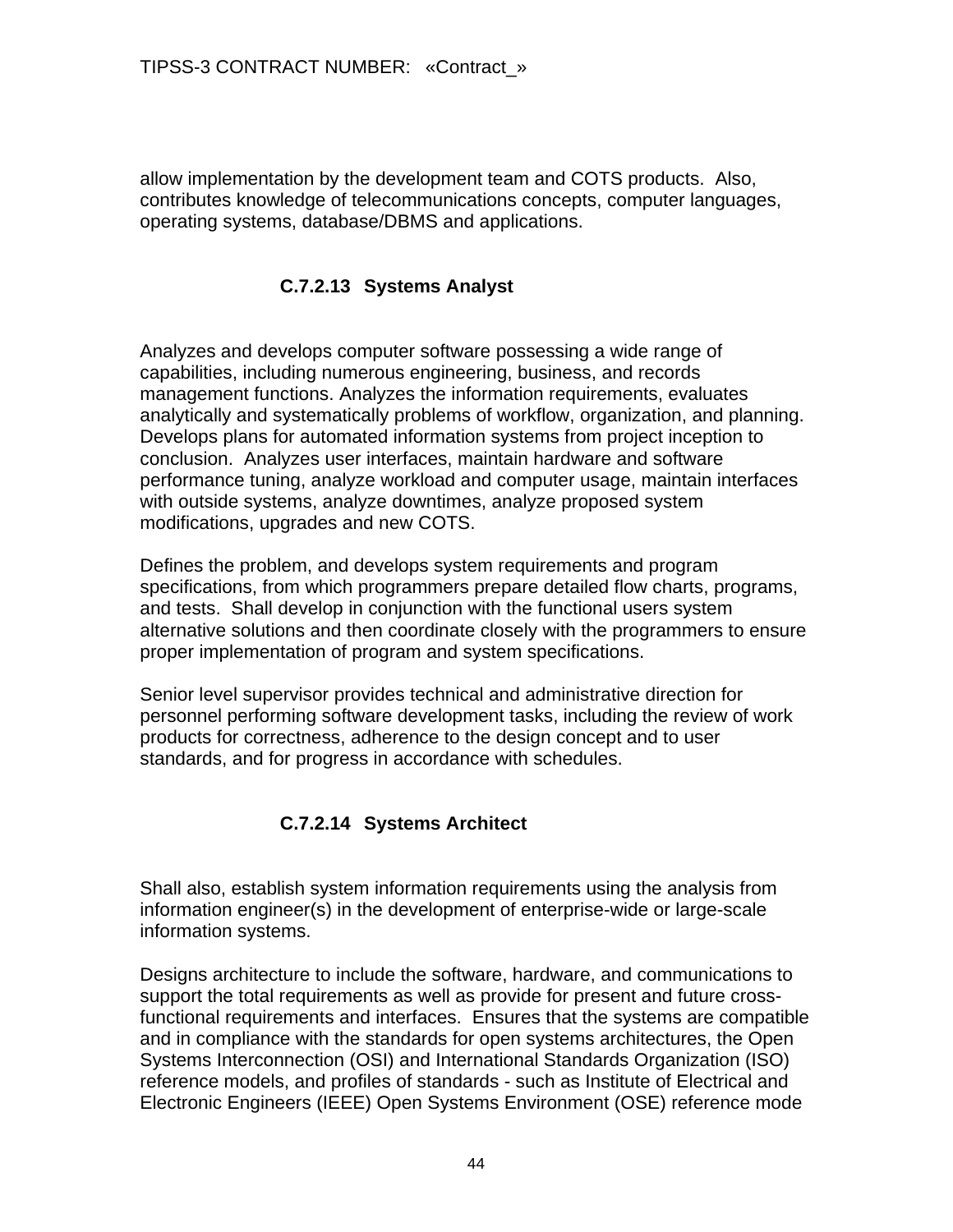allow implementation by the development team and COTS products. Also, contributes knowledge of telecommunications concepts, computer languages, operating systems, database/DBMS and applications.

### C.7.2.13 Systems Analyst

Analyzes and develops computer software possessing a wide range of capabilities, including numerous engineering, business, and records management functions. Analyzes the information requirements, evaluates analytically and systematically problems of workflow, organization, and planning. Develops plans for automated information systems from project inception to conclusion. Analyzes user interfaces, maintain hardware and software performance tuning, analyze workload and computer usage, maintain interfaces with outside systems, analyze downtimes, analyze proposed system modifications, upgrades and new COTS.

Defines the problem, and develops system requirements and program specifications, from which programmers prepare detailed flow charts, programs, and tests. Shall develop in conjunction with the functional users system alternative solutions and then coordinate closely with the programmers to ensure proper implementation of program and system specifications.

Senior level supervisor provides technical and administrative direction for personnel performing software development tasks, including the review of work products for correctness, adherence to the design concept and to user standards, and for progress in accordance with schedules.

### C.7.2.14 Systems Architect

Shall also, establish system information requirements using the analysis from information engineer(s) in the development of enterprise-wide or large-scale information systems.

Designs architecture to include the software, hardware, and communications to support the total requirements as well as provide for present and future cross-functional requirements and interfaces. Ensures that the systems are compatible and in compliance with the standards for open systems architectures, the Open Systems Interconnection (OSI) and International Standards Organization (ISO) reference models, and profiles of standards - such as Institute of Electrical and Electronic Engineers (IEEE) Open Systems Environment (OSE) reference mode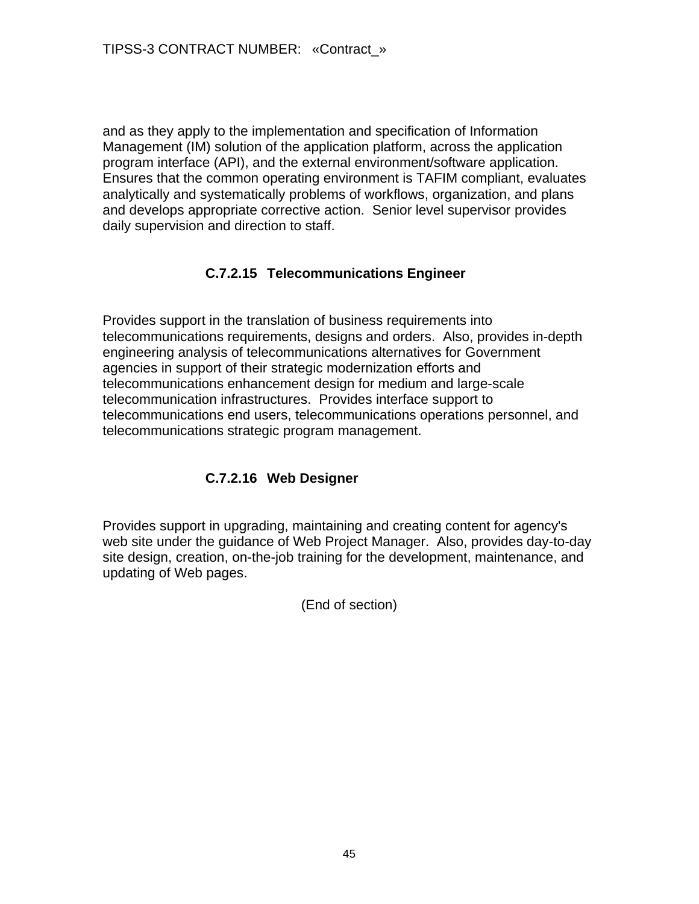and as they apply to the implementation and specification of Information Management (IM) solution of the application platform, across the application program interface (API), and the external environment/software application. Ensures that the common operating environment is TAFIM compliant, evaluates analytically and systematically problems of workflows, organization, and plans and develops appropriate corrective action. Senior level supervisor provides daily supervision and direction to staff.

### C.7.2.15 Telecommunications Engineer

Provides support in the translation of business requirements into telecommunications requirements, designs and orders. Also, provides in-depth engineering analysis of telecommunications alternatives for Government agencies in support of their strategic modernization efforts and telecommunications enhancement design for medium and large-scale telecommunication infrastructures. Provides interface support to telecommunications end users, telecommunications operations personnel, and telecommunications strategic program management.

### C.7.2.16 Web Designer

Provides support in upgrading, maintaining and creating content for agency's web site under the guidance of Web Project Manager. Also, provides day-to-day site design, creation, on-the-job training for the development, maintenance, and updating of Web pages.

(End of section)